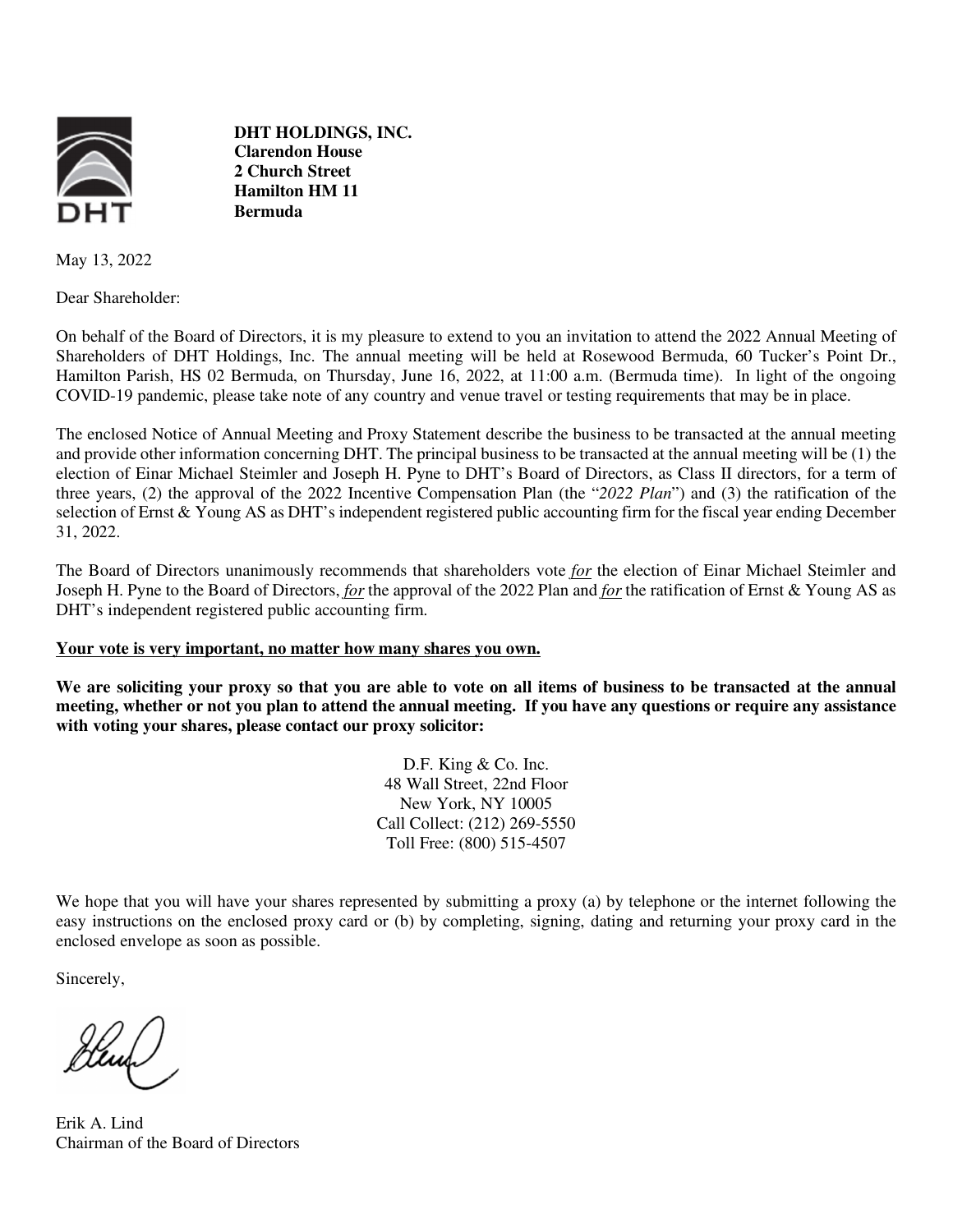**DHT HOLDINGS, INC.**
**Clarendon House**
**2 Church Street**
**Hamilton HM 11**
**Bermuda**

May 13, 2022

Dear Shareholder:

On behalf of the Board of Directors, it is my pleasure to extend to you an invitation to attend the 2022 Annual Meeting of Shareholders of DHT Holdings, Inc. The annual meeting will be held at Rosewood Bermuda, 60 Tucker's Point Dr., Hamilton Parish, HS 02 Bermuda, on Thursday, June 16, 2022, at 11:00 a.m. (Bermuda time). In light of the ongoing COVID-19 pandemic, please take note of any country and venue travel or testing requirements that may be in place.

The enclosed Notice of Annual Meeting and Proxy Statement describe the business to be transacted at the annual meeting and provide other information concerning DHT. The principal business to be transacted at the annual meeting will be (1) the election of Einar Michael Steimler and Joseph H. Pyne to DHT's Board of Directors, as Class II directors, for a term of three years, (2) the approval of the 2022 Incentive Compensation Plan (the "*2022 Plan*") and (3) the ratification of the selection of Ernst & Young AS as DHT's independent registered public accounting firm for the fiscal year ending December 31, 2022.

The Board of Directors unanimously recommends that shareholders vote ***for*** the election of Einar Michael Steimler and Joseph H. Pyne to the Board of Directors, ***for*** the approval of the 2022 Plan and ***for*** the ratification of Ernst & Young AS as DHT's independent registered public accounting firm.

**Your vote is very important, no matter how many shares you own.**

**We are soliciting your proxy so that you are able to vote on all items of business to be transacted at the annual meeting, whether or not you plan to attend the annual meeting. If you have any questions or require any assistance with voting your shares, please contact our proxy solicitor:**

D.F. King & Co. Inc.
48 Wall Street, 22nd Floor
New York, NY 10005
Call Collect: (212) 269-5550
Toll Free: (800) 515-4507

We hope that you will have your shares represented by submitting a proxy (a) by telephone or the internet following the easy instructions on the enclosed proxy card or (b) by completing, signing, dating and returning your proxy card in the enclosed envelope as soon as possible.

Sincerely,

Erik A. Lind
Chairman of the Board of Directors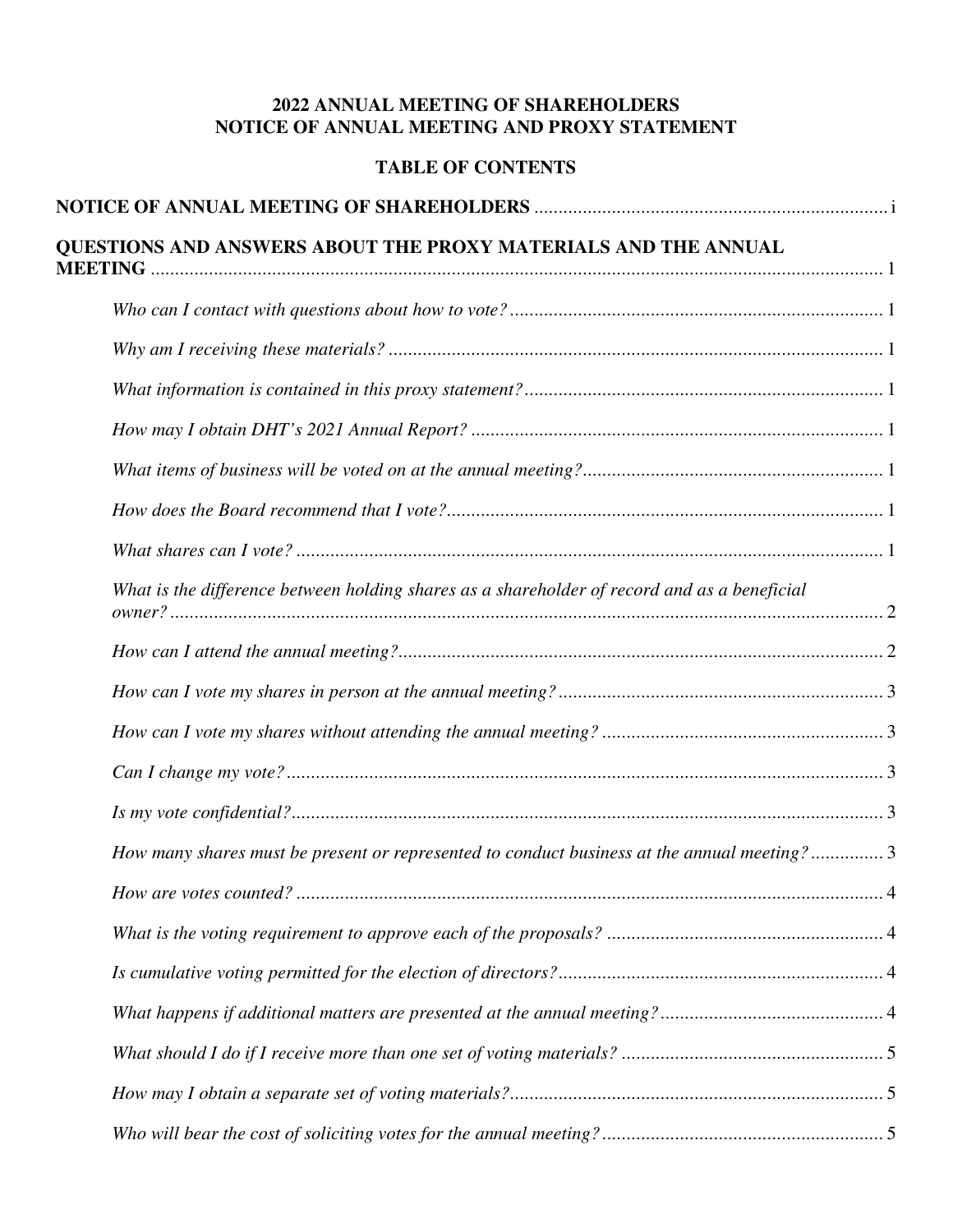# 2022 ANNUAL MEETING OF SHAREHOLDERS
# NOTICE OF ANNUAL MEETING AND PROXY STATEMENT

## TABLE OF CONTENTS

**NOTICE OF ANNUAL MEETING OF SHAREHOLDERS** ........................................ i

**QUESTIONS AND ANSWERS ABOUT THE PROXY MATERIALS AND THE ANNUAL MEETING** ........................................ 1

- *Who can I contact with questions about how to vote?* ........................................ 1
- *Why am I receiving these materials?* ........................................ 1
- *What information is contained in this proxy statement?* ........................................ 1
- *How may I obtain DHT's 2021 Annual Report?* ........................................ 1
- *What items of business will be voted on at the annual meeting?* ........................................ 1
- *How does the Board recommend that I vote?* ........................................ 1
- *What shares can I vote?* ........................................ 1
- *What is the difference between holding shares as a shareholder of record and as a beneficial owner?* ........................................ 2
- *How can I attend the annual meeting?* ........................................ 2
- *How can I vote my shares in person at the annual meeting?* ........................................ 3
- *How can I vote my shares without attending the annual meeting?* ........................................ 3
- *Can I change my vote?* ........................................ 3
- *Is my vote confidential?* ........................................ 3
- *How many shares must be present or represented to conduct business at the annual meeting?* ........................................ 3
- *How are votes counted?* ........................................ 4
- *What is the voting requirement to approve each of the proposals?* ........................................ 4
- *Is cumulative voting permitted for the election of directors?* ........................................ 4
- *What happens if additional matters are presented at the annual meeting?* ........................................ 4
- *What should I do if I receive more than one set of voting materials?* ........................................ 5
- *How may I obtain a separate set of voting materials?* ........................................ 5
- *Who will bear the cost of soliciting votes for the annual meeting?* ........................................ 5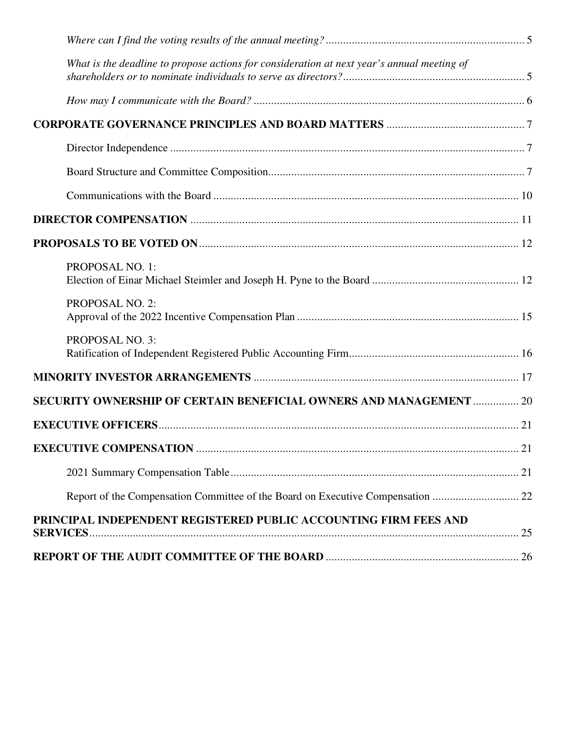*Where can I find the voting results of the annual meeting?* .......... 5

*What is the deadline to propose actions for consideration at next year's annual meeting of shareholders or to nominate individuals to serve as directors?* .......... 5

*How may I communicate with the Board?* .......... 6

**CORPORATE GOVERNANCE PRINCIPLES AND BOARD MATTERS** .......... 7

Director Independence .......... 7

Board Structure and Committee Composition .......... 7

Communications with the Board .......... 10

**DIRECTOR COMPENSATION** .......... 11

**PROPOSALS TO BE VOTED ON** .......... 12

PROPOSAL NO. 1:
Election of Einar Michael Steimler and Joseph H. Pyne to the Board .......... 12

PROPOSAL NO. 2:
Approval of the 2022 Incentive Compensation Plan .......... 15

PROPOSAL NO. 3:
Ratification of Independent Registered Public Accounting Firm .......... 16

**MINORITY INVESTOR ARRANGEMENTS** .......... 17

**SECURITY OWNERSHIP OF CERTAIN BENEFICIAL OWNERS AND MANAGEMENT** .......... 20

**EXECUTIVE OFFICERS** .......... 21

**EXECUTIVE COMPENSATION** .......... 21

2021 Summary Compensation Table .......... 21

Report of the Compensation Committee of the Board on Executive Compensation .......... 22

**PRINCIPAL INDEPENDENT REGISTERED PUBLIC ACCOUNTING FIRM FEES AND SERVICES** .......... 25

**REPORT OF THE AUDIT COMMITTEE OF THE BOARD** .......... 26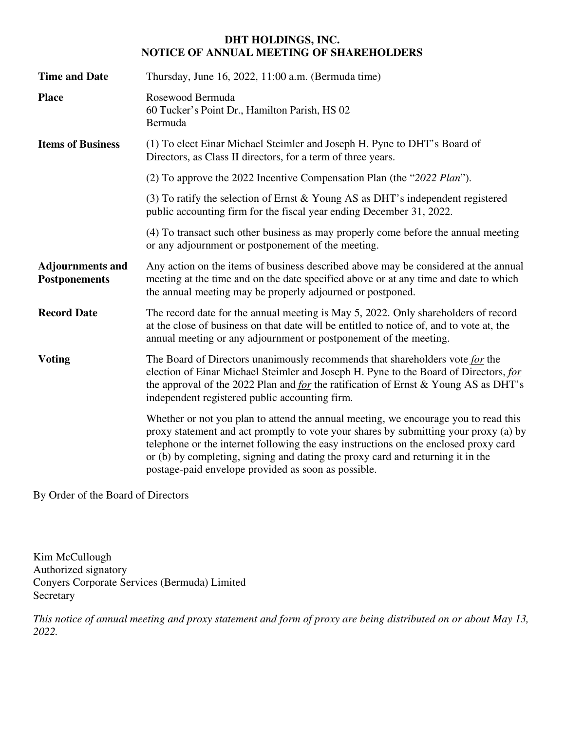# DHT HOLDINGS, INC.
## NOTICE OF ANNUAL MEETING OF SHAREHOLDERS

| | |
|---|---|
| **Time and Date** | Thursday, June 16, 2022, 11:00 a.m. (Bermuda time) |
| **Place** | Rosewood Bermuda<br>60 Tucker's Point Dr., Hamilton Parish, HS 02<br>Bermuda |
| **Items of Business** | (1) To elect Einar Michael Steimler and Joseph H. Pyne to DHT's Board of Directors, as Class II directors, for a term of three years.<br><br>(2) To approve the 2022 Incentive Compensation Plan (the "*2022 Plan*").<br><br>(3) To ratify the selection of Ernst & Young AS as DHT's independent registered public accounting firm for the fiscal year ending December 31, 2022.<br><br>(4) To transact such other business as may properly come before the annual meeting or any adjournment or postponement of the meeting. |
| **Adjournments and Postponements** | Any action on the items of business described above may be considered at the annual meeting at the time and on the date specified above or at any time and date to which the annual meeting may be properly adjourned or postponed. |
| **Record Date** | The record date for the annual meeting is May 5, 2022. Only shareholders of record at the close of business on that date will be entitled to notice of, and to vote at, the annual meeting or any adjournment or postponement of the meeting. |
| **Voting** | The Board of Directors unanimously recommends that shareholders vote *for* the election of Einar Michael Steimler and Joseph H. Pyne to the Board of Directors, *for* the approval of the 2022 Plan and *for* the ratification of Ernst & Young AS as DHT's independent registered public accounting firm.<br><br>Whether or not you plan to attend the annual meeting, we encourage you to read this proxy statement and act promptly to vote your shares by submitting your proxy (a) by telephone or the internet following the easy instructions on the enclosed proxy card or (b) by completing, signing and dating the proxy card and returning it in the postage-paid envelope provided as soon as possible. |

By Order of the Board of Directors

Kim McCullough
Authorized signatory
Conyers Corporate Services (Bermuda) Limited
Secretary

*This notice of annual meeting and proxy statement and form of proxy are being distributed on or about May 13, 2022.*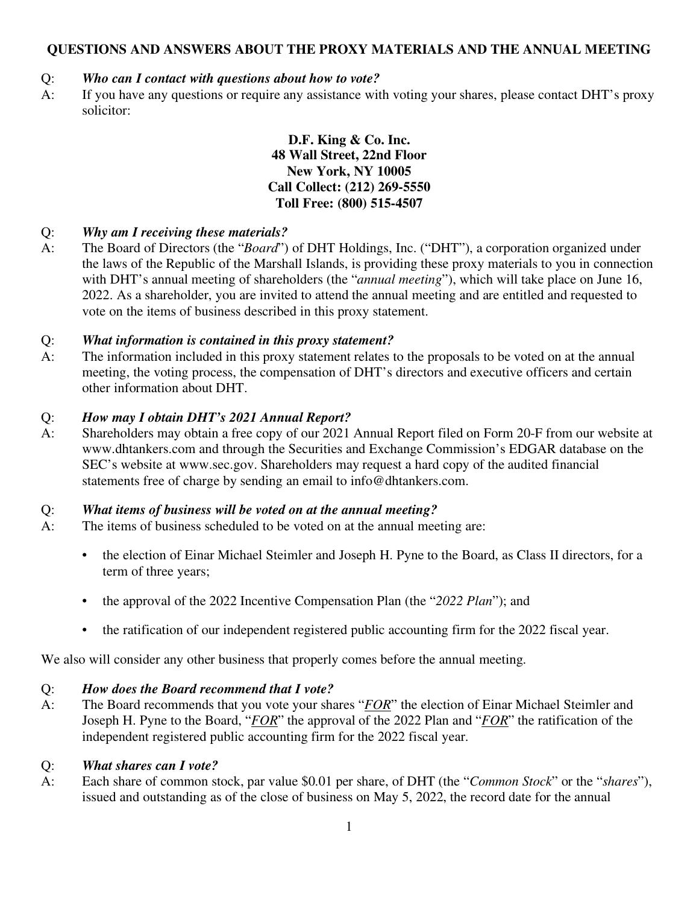## QUESTIONS AND ANSWERS ABOUT THE PROXY MATERIALS AND THE ANNUAL MEETING

Q: ***Who can I contact with questions about how to vote?***

A: If you have any questions or require any assistance with voting your shares, please contact DHT's proxy solicitor:

**D.F. King & Co. Inc.**
**48 Wall Street, 22nd Floor**
**New York, NY 10005**
**Call Collect: (212) 269-5550**
**Toll Free: (800) 515-4507**

Q: ***Why am I receiving these materials?***

A: The Board of Directors (the "*Board*") of DHT Holdings, Inc. ("DHT"), a corporation organized under the laws of the Republic of the Marshall Islands, is providing these proxy materials to you in connection with DHT's annual meeting of shareholders (the "*annual meeting*"), which will take place on June 16, 2022. As a shareholder, you are invited to attend the annual meeting and are entitled and requested to vote on the items of business described in this proxy statement.

Q: ***What information is contained in this proxy statement?***

A: The information included in this proxy statement relates to the proposals to be voted on at the annual meeting, the voting process, the compensation of DHT's directors and executive officers and certain other information about DHT.

Q: ***How may I obtain DHT's 2021 Annual Report?***

A: Shareholders may obtain a free copy of our 2021 Annual Report filed on Form 20-F from our website at www.dhtankers.com and through the Securities and Exchange Commission's EDGAR database on the SEC's website at www.sec.gov. Shareholders may request a hard copy of the audited financial statements free of charge by sending an email to info@dhtankers.com.

Q: ***What items of business will be voted on at the annual meeting?***

A: The items of business scheduled to be voted on at the annual meeting are:

- the election of Einar Michael Steimler and Joseph H. Pyne to the Board, as Class II directors, for a term of three years;
- the approval of the 2022 Incentive Compensation Plan (the "*2022 Plan*"); and
- the ratification of our independent registered public accounting firm for the 2022 fiscal year.

We also will consider any other business that properly comes before the annual meeting.

Q: ***How does the Board recommend that I vote?***

A: The Board recommends that you vote your shares "***FOR***" the election of Einar Michael Steimler and Joseph H. Pyne to the Board, "***FOR***" the approval of the 2022 Plan and "***FOR***" the ratification of the independent registered public accounting firm for the 2022 fiscal year.

Q: ***What shares can I vote?***

A: Each share of common stock, par value $0.01 per share, of DHT (the "*Common Stock*" or the "*shares*"), issued and outstanding as of the close of business on May 5, 2022, the record date for the annual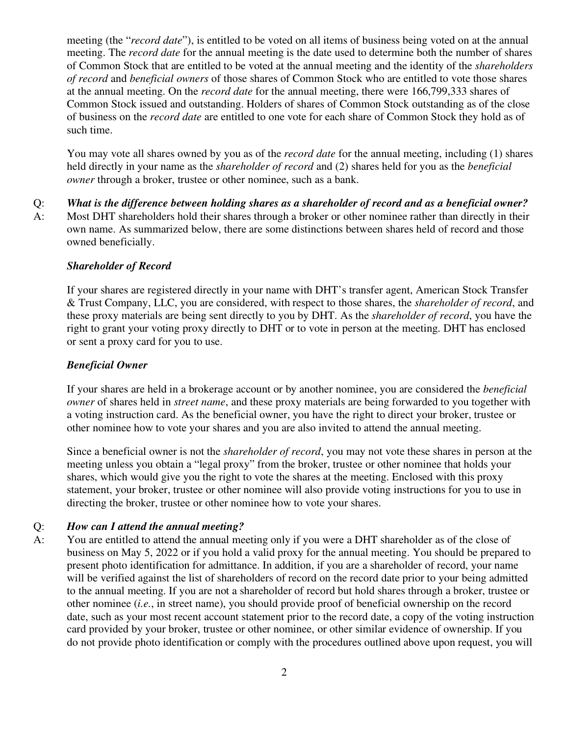meeting (the "*record date*"), is entitled to be voted on all items of business being voted on at the annual meeting. The *record date* for the annual meeting is the date used to determine both the number of shares of Common Stock that are entitled to be voted at the annual meeting and the identity of the *shareholders of record* and *beneficial owners* of those shares of Common Stock who are entitled to vote those shares at the annual meeting. On the *record date* for the annual meeting, there were 166,799,333 shares of Common Stock issued and outstanding. Holders of shares of Common Stock outstanding as of the close of business on the *record date* are entitled to one vote for each share of Common Stock they hold as of such time.

You may vote all shares owned by you as of the *record date* for the annual meeting, including (1) shares held directly in your name as the *shareholder of record* and (2) shares held for you as the *beneficial owner* through a broker, trustee or other nominee, such as a bank.

Q: ***What is the difference between holding shares as a shareholder of record and as a beneficial owner?***

A: Most DHT shareholders hold their shares through a broker or other nominee rather than directly in their own name. As summarized below, there are some distinctions between shares held of record and those owned beneficially.

***Shareholder of Record***

If your shares are registered directly in your name with DHT's transfer agent, American Stock Transfer & Trust Company, LLC, you are considered, with respect to those shares, the *shareholder of record*, and these proxy materials are being sent directly to you by DHT. As the *shareholder of record*, you have the right to grant your voting proxy directly to DHT or to vote in person at the meeting. DHT has enclosed or sent a proxy card for you to use.

***Beneficial Owner***

If your shares are held in a brokerage account or by another nominee, you are considered the *beneficial owner* of shares held in *street name*, and these proxy materials are being forwarded to you together with a voting instruction card. As the beneficial owner, you have the right to direct your broker, trustee or other nominee how to vote your shares and you are also invited to attend the annual meeting.

Since a beneficial owner is not the *shareholder of record*, you may not vote these shares in person at the meeting unless you obtain a "legal proxy" from the broker, trustee or other nominee that holds your shares, which would give you the right to vote the shares at the meeting. Enclosed with this proxy statement, your broker, trustee or other nominee will also provide voting instructions for you to use in directing the broker, trustee or other nominee how to vote your shares.

Q: ***How can I attend the annual meeting?***

A: You are entitled to attend the annual meeting only if you were a DHT shareholder as of the close of business on May 5, 2022 or if you hold a valid proxy for the annual meeting. You should be prepared to present photo identification for admittance. In addition, if you are a shareholder of record, your name will be verified against the list of shareholders of record on the record date prior to your being admitted to the annual meeting. If you are not a shareholder of record but hold shares through a broker, trustee or other nominee (*i.e.*, in street name), you should provide proof of beneficial ownership on the record date, such as your most recent account statement prior to the record date, a copy of the voting instruction card provided by your broker, trustee or other nominee, or other similar evidence of ownership. If you do not provide photo identification or comply with the procedures outlined above upon request, you will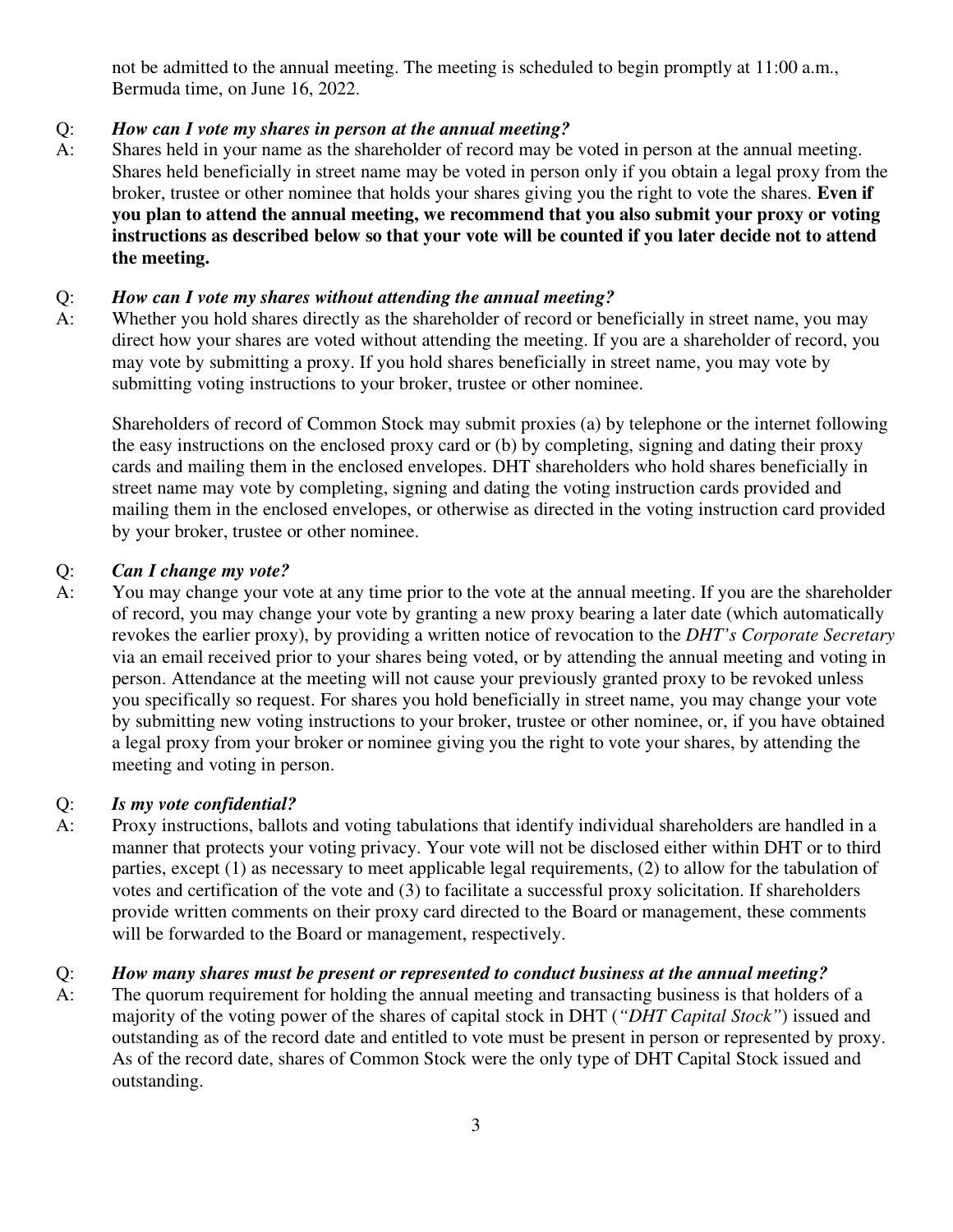not be admitted to the annual meeting. The meeting is scheduled to begin promptly at 11:00 a.m., Bermuda time, on June 16, 2022.

Q: ***How can I vote my shares in person at the annual meeting?***

A: Shares held in your name as the shareholder of record may be voted in person at the annual meeting. Shares held beneficially in street name may be voted in person only if you obtain a legal proxy from the broker, trustee or other nominee that holds your shares giving you the right to vote the shares. **Even if you plan to attend the annual meeting, we recommend that you also submit your proxy or voting instructions as described below so that your vote will be counted if you later decide not to attend the meeting.**

Q: ***How can I vote my shares without attending the annual meeting?***

A: Whether you hold shares directly as the shareholder of record or beneficially in street name, you may direct how your shares are voted without attending the meeting. If you are a shareholder of record, you may vote by submitting a proxy. If you hold shares beneficially in street name, you may vote by submitting voting instructions to your broker, trustee or other nominee.

Shareholders of record of Common Stock may submit proxies (a) by telephone or the internet following the easy instructions on the enclosed proxy card or (b) by completing, signing and dating their proxy cards and mailing them in the enclosed envelopes. DHT shareholders who hold shares beneficially in street name may vote by completing, signing and dating the voting instruction cards provided and mailing them in the enclosed envelopes, or otherwise as directed in the voting instruction card provided by your broker, trustee or other nominee.

Q: ***Can I change my vote?***

A: You may change your vote at any time prior to the vote at the annual meeting. If you are the shareholder of record, you may change your vote by granting a new proxy bearing a later date (which automatically revokes the earlier proxy), by providing a written notice of revocation to the *DHT's Corporate Secretary* via an email received prior to your shares being voted, or by attending the annual meeting and voting in person. Attendance at the meeting will not cause your previously granted proxy to be revoked unless you specifically so request. For shares you hold beneficially in street name, you may change your vote by submitting new voting instructions to your broker, trustee or other nominee, or, if you have obtained a legal proxy from your broker or nominee giving you the right to vote your shares, by attending the meeting and voting in person.

Q: ***Is my vote confidential?***

A: Proxy instructions, ballots and voting tabulations that identify individual shareholders are handled in a manner that protects your voting privacy. Your vote will not be disclosed either within DHT or to third parties, except (1) as necessary to meet applicable legal requirements, (2) to allow for the tabulation of votes and certification of the vote and (3) to facilitate a successful proxy solicitation. If shareholders provide written comments on their proxy card directed to the Board or management, these comments will be forwarded to the Board or management, respectively.

Q: ***How many shares must be present or represented to conduct business at the annual meeting?***

A: The quorum requirement for holding the annual meeting and transacting business is that holders of a majority of the voting power of the shares of capital stock in DHT (*"DHT Capital Stock"*) issued and outstanding as of the record date and entitled to vote must be present in person or represented by proxy. As of the record date, shares of Common Stock were the only type of DHT Capital Stock issued and outstanding.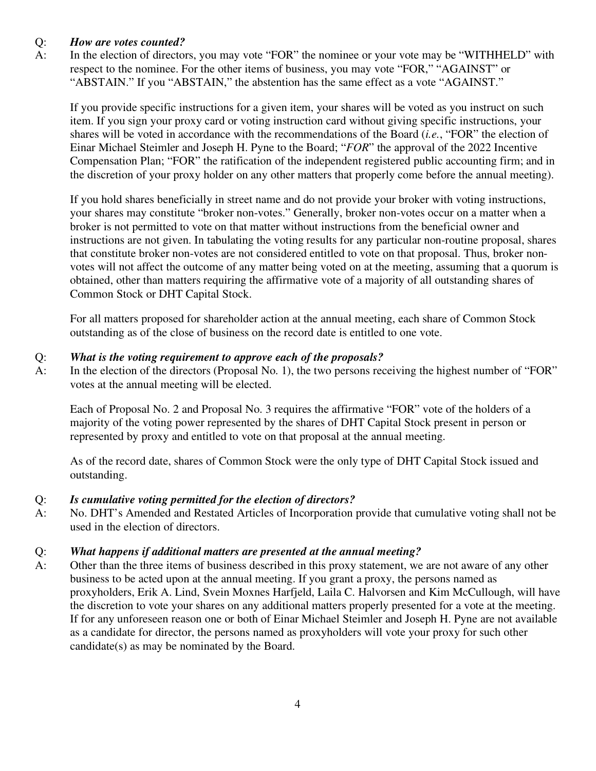Q: ***How are votes counted?***
A: In the election of directors, you may vote "FOR" the nominee or your vote may be "WITHHELD" with respect to the nominee. For the other items of business, you may vote "FOR," "AGAINST" or "ABSTAIN." If you "ABSTAIN," the abstention has the same effect as a vote "AGAINST."

If you provide specific instructions for a given item, your shares will be voted as you instruct on such item. If you sign your proxy card or voting instruction card without giving specific instructions, your shares will be voted in accordance with the recommendations of the Board (*i.e.*, "FOR" the election of Einar Michael Steimler and Joseph H. Pyne to the Board; "*FOR*" the approval of the 2022 Incentive Compensation Plan; "FOR" the ratification of the independent registered public accounting firm; and in the discretion of your proxy holder on any other matters that properly come before the annual meeting).

If you hold shares beneficially in street name and do not provide your broker with voting instructions, your shares may constitute "broker non-votes." Generally, broker non-votes occur on a matter when a broker is not permitted to vote on that matter without instructions from the beneficial owner and instructions are not given. In tabulating the voting results for any particular non-routine proposal, shares that constitute broker non-votes are not considered entitled to vote on that proposal. Thus, broker non-votes will not affect the outcome of any matter being voted on at the meeting, assuming that a quorum is obtained, other than matters requiring the affirmative vote of a majority of all outstanding shares of Common Stock or DHT Capital Stock.

For all matters proposed for shareholder action at the annual meeting, each share of Common Stock outstanding as of the close of business on the record date is entitled to one vote.

Q: ***What is the voting requirement to approve each of the proposals?***
A: In the election of the directors (Proposal No. 1), the two persons receiving the highest number of "FOR" votes at the annual meeting will be elected.

Each of Proposal No. 2 and Proposal No. 3 requires the affirmative "FOR" vote of the holders of a majority of the voting power represented by the shares of DHT Capital Stock present in person or represented by proxy and entitled to vote on that proposal at the annual meeting.

As of the record date, shares of Common Stock were the only type of DHT Capital Stock issued and outstanding.

Q: ***Is cumulative voting permitted for the election of directors?***
A: No. DHT's Amended and Restated Articles of Incorporation provide that cumulative voting shall not be used in the election of directors.

Q: ***What happens if additional matters are presented at the annual meeting?***
A: Other than the three items of business described in this proxy statement, we are not aware of any other business to be acted upon at the annual meeting. If you grant a proxy, the persons named as proxyholders, Erik A. Lind, Svein Moxnes Harfjeld, Laila C. Halvorsen and Kim McCullough, will have the discretion to vote your shares on any additional matters properly presented for a vote at the meeting. If for any unforeseen reason one or both of Einar Michael Steimler and Joseph H. Pyne are not available as a candidate for director, the persons named as proxyholders will vote your proxy for such other candidate(s) as may be nominated by the Board.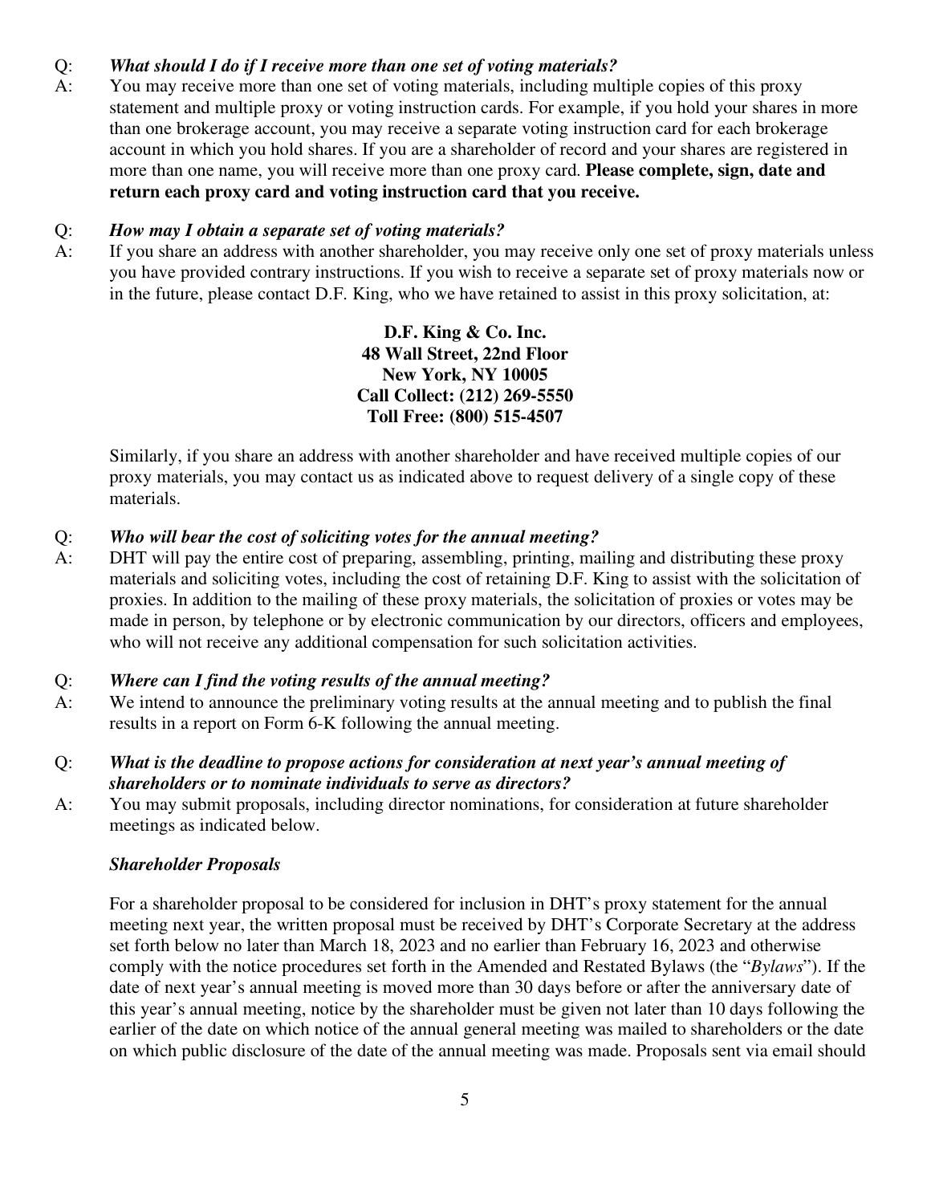Q: ***What should I do if I receive more than one set of voting materials?***

A: You may receive more than one set of voting materials, including multiple copies of this proxy statement and multiple proxy or voting instruction cards. For example, if you hold your shares in more than one brokerage account, you may receive a separate voting instruction card for each brokerage account in which you hold shares. If you are a shareholder of record and your shares are registered in more than one name, you will receive more than one proxy card. **Please complete, sign, date and return each proxy card and voting instruction card that you receive.**

Q: ***How may I obtain a separate set of voting materials?***

A: If you share an address with another shareholder, you may receive only one set of proxy materials unless you have provided contrary instructions. If you wish to receive a separate set of proxy materials now or in the future, please contact D.F. King, who we have retained to assist in this proxy solicitation, at:

**D.F. King & Co. Inc.**
**48 Wall Street, 22nd Floor**
**New York, NY 10005**
**Call Collect: (212) 269-5550**
**Toll Free: (800) 515-4507**

Similarly, if you share an address with another shareholder and have received multiple copies of our proxy materials, you may contact us as indicated above to request delivery of a single copy of these materials.

Q: ***Who will bear the cost of soliciting votes for the annual meeting?***

A: DHT will pay the entire cost of preparing, assembling, printing, mailing and distributing these proxy materials and soliciting votes, including the cost of retaining D.F. King to assist with the solicitation of proxies. In addition to the mailing of these proxy materials, the solicitation of proxies or votes may be made in person, by telephone or by electronic communication by our directors, officers and employees, who will not receive any additional compensation for such solicitation activities.

Q: ***Where can I find the voting results of the annual meeting?***

A: We intend to announce the preliminary voting results at the annual meeting and to publish the final results in a report on Form 6-K following the annual meeting.

Q: ***What is the deadline to propose actions for consideration at next year's annual meeting of shareholders or to nominate individuals to serve as directors?***

A: You may submit proposals, including director nominations, for consideration at future shareholder meetings as indicated below.

***Shareholder Proposals***

For a shareholder proposal to be considered for inclusion in DHT's proxy statement for the annual meeting next year, the written proposal must be received by DHT's Corporate Secretary at the address set forth below no later than March 18, 2023 and no earlier than February 16, 2023 and otherwise comply with the notice procedures set forth in the Amended and Restated Bylaws (the "*Bylaws*"). If the date of next year's annual meeting is moved more than 30 days before or after the anniversary date of this year's annual meeting, notice by the shareholder must be given not later than 10 days following the earlier of the date on which notice of the annual general meeting was mailed to shareholders or the date on which public disclosure of the date of the annual meeting was made. Proposals sent via email should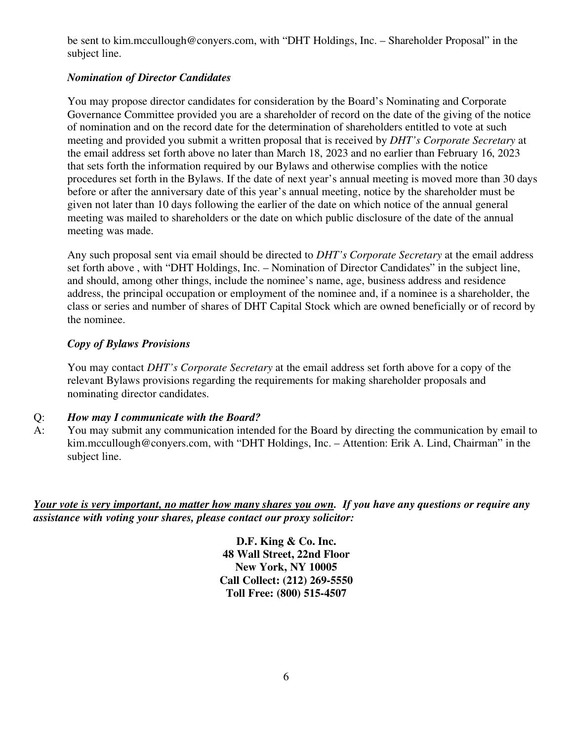be sent to kim.mccullough@conyers.com, with "DHT Holdings, Inc. – Shareholder Proposal" in the subject line.

***Nomination of Director Candidates***

You may propose director candidates for consideration by the Board's Nominating and Corporate Governance Committee provided you are a shareholder of record on the date of the giving of the notice of nomination and on the record date for the determination of shareholders entitled to vote at such meeting and provided you submit a written proposal that is received by *DHT's Corporate Secretary* at the email address set forth above no later than March 18, 2023 and no earlier than February 16, 2023 that sets forth the information required by our Bylaws and otherwise complies with the notice procedures set forth in the Bylaws. If the date of next year's annual meeting is moved more than 30 days before or after the anniversary date of this year's annual meeting, notice by the shareholder must be given not later than 10 days following the earlier of the date on which notice of the annual general meeting was mailed to shareholders or the date on which public disclosure of the date of the annual meeting was made.

Any such proposal sent via email should be directed to *DHT's Corporate Secretary* at the email address set forth above , with "DHT Holdings, Inc. – Nomination of Director Candidates" in the subject line, and should, among other things, include the nominee's name, age, business address and residence address, the principal occupation or employment of the nominee and, if a nominee is a shareholder, the class or series and number of shares of DHT Capital Stock which are owned beneficially or of record by the nominee.

***Copy of Bylaws Provisions***

You may contact *DHT's Corporate Secretary* at the email address set forth above for a copy of the relevant Bylaws provisions regarding the requirements for making shareholder proposals and nominating director candidates.

Q: ***How may I communicate with the Board?***

A: You may submit any communication intended for the Board by directing the communication by email to kim.mccullough@conyers.com, with "DHT Holdings, Inc. – Attention: Erik A. Lind, Chairman" in the subject line.

***Your vote is very important, no matter how many shares you own.* If you have any questions or require any assistance with voting your shares, please contact our proxy solicitor:**

**D.F. King & Co. Inc.**
**48 Wall Street, 22nd Floor**
**New York, NY 10005**
**Call Collect: (212) 269-5550**
**Toll Free: (800) 515-4507**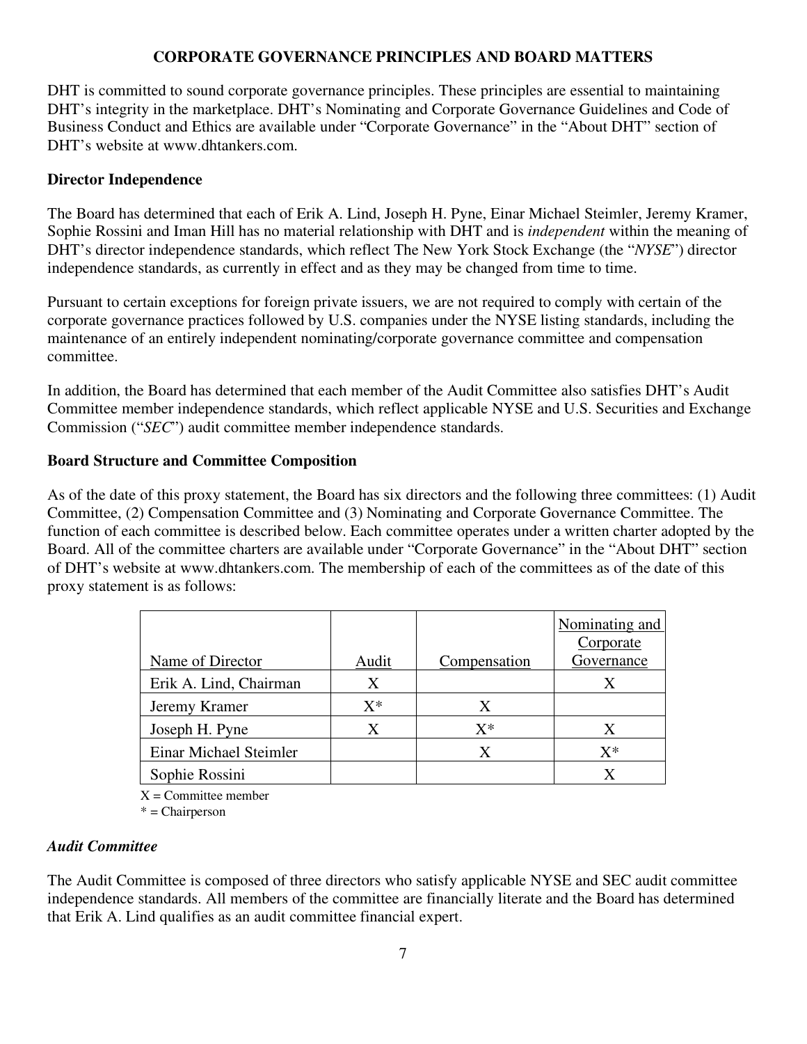## CORPORATE GOVERNANCE PRINCIPLES AND BOARD MATTERS

DHT is committed to sound corporate governance principles. These principles are essential to maintaining DHT's integrity in the marketplace. DHT's Nominating and Corporate Governance Guidelines and Code of Business Conduct and Ethics are available under "Corporate Governance" in the "About DHT" section of DHT's website at www.dhtankers.com.

### Director Independence

The Board has determined that each of Erik A. Lind, Joseph H. Pyne, Einar Michael Steimler, Jeremy Kramer, Sophie Rossini and Iman Hill has no material relationship with DHT and is *independent* within the meaning of DHT's director independence standards, which reflect The New York Stock Exchange (the "*NYSE*") director independence standards, as currently in effect and as they may be changed from time to time.

Pursuant to certain exceptions for foreign private issuers, we are not required to comply with certain of the corporate governance practices followed by U.S. companies under the NYSE listing standards, including the maintenance of an entirely independent nominating/corporate governance committee and compensation committee.

In addition, the Board has determined that each member of the Audit Committee also satisfies DHT's Audit Committee member independence standards, which reflect applicable NYSE and U.S. Securities and Exchange Commission ("*SEC*") audit committee member independence standards.

### Board Structure and Committee Composition

As of the date of this proxy statement, the Board has six directors and the following three committees: (1) Audit Committee, (2) Compensation Committee and (3) Nominating and Corporate Governance Committee. The function of each committee is described below. Each committee operates under a written charter adopted by the Board. All of the committee charters are available under "Corporate Governance" in the "About DHT" section of DHT's website at www.dhtankers.com. The membership of each of the committees as of the date of this proxy statement is as follows:

| Name of Director | Audit | Compensation | Nominating and Corporate Governance |
|---|---|---|---|
| Erik A. Lind, Chairman | X | | X |
| Jeremy Kramer | X* | X | |
| Joseph H. Pyne | X | X* | X |
| Einar Michael Steimler | | X | X* |
| Sophie Rossini | | | X |

X = Committee member

* = Chairperson

#### *Audit Committee*

The Audit Committee is composed of three directors who satisfy applicable NYSE and SEC audit committee independence standards. All members of the committee are financially literate and the Board has determined that Erik A. Lind qualifies as an audit committee financial expert.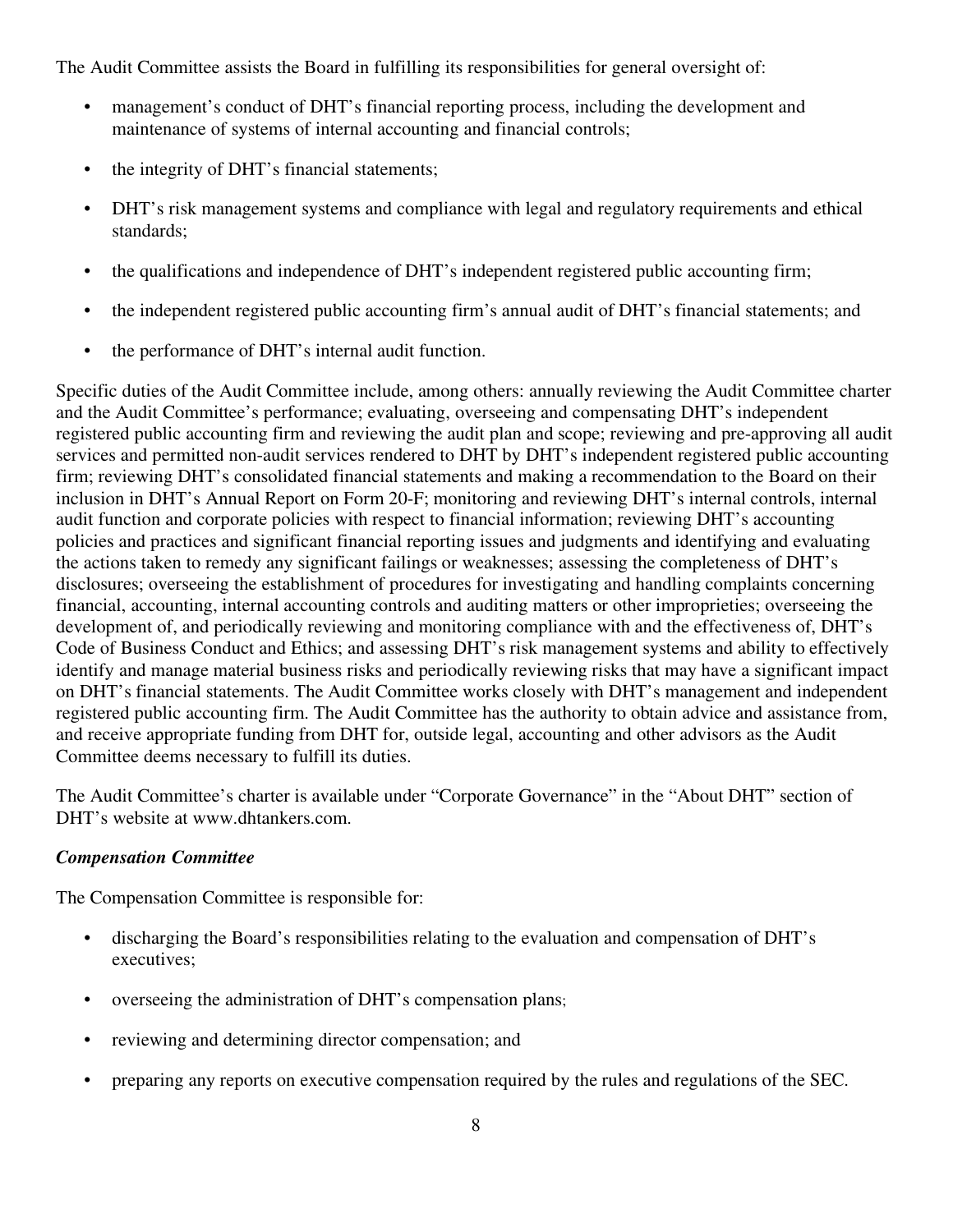The Audit Committee assists the Board in fulfilling its responsibilities for general oversight of:

- management's conduct of DHT's financial reporting process, including the development and maintenance of systems of internal accounting and financial controls;
- the integrity of DHT's financial statements;
- DHT's risk management systems and compliance with legal and regulatory requirements and ethical standards;
- the qualifications and independence of DHT's independent registered public accounting firm;
- the independent registered public accounting firm's annual audit of DHT's financial statements; and
- the performance of DHT's internal audit function.

Specific duties of the Audit Committee include, among others: annually reviewing the Audit Committee charter and the Audit Committee's performance; evaluating, overseeing and compensating DHT's independent registered public accounting firm and reviewing the audit plan and scope; reviewing and pre-approving all audit services and permitted non-audit services rendered to DHT by DHT's independent registered public accounting firm; reviewing DHT's consolidated financial statements and making a recommendation to the Board on their inclusion in DHT's Annual Report on Form 20-F; monitoring and reviewing DHT's internal controls, internal audit function and corporate policies with respect to financial information; reviewing DHT's accounting policies and practices and significant financial reporting issues and judgments and identifying and evaluating the actions taken to remedy any significant failings or weaknesses; assessing the completeness of DHT's disclosures; overseeing the establishment of procedures for investigating and handling complaints concerning financial, accounting, internal accounting controls and auditing matters or other improprieties; overseeing the development of, and periodically reviewing and monitoring compliance with and the effectiveness of, DHT's Code of Business Conduct and Ethics; and assessing DHT's risk management systems and ability to effectively identify and manage material business risks and periodically reviewing risks that may have a significant impact on DHT's financial statements. The Audit Committee works closely with DHT's management and independent registered public accounting firm. The Audit Committee has the authority to obtain advice and assistance from, and receive appropriate funding from DHT for, outside legal, accounting and other advisors as the Audit Committee deems necessary to fulfill its duties.

The Audit Committee's charter is available under "Corporate Governance" in the "About DHT" section of DHT's website at www.dhtankers.com.

***Compensation Committee***

The Compensation Committee is responsible for:

- discharging the Board's responsibilities relating to the evaluation and compensation of DHT's executives;
- overseeing the administration of DHT's compensation plans;
- reviewing and determining director compensation; and
- preparing any reports on executive compensation required by the rules and regulations of the SEC.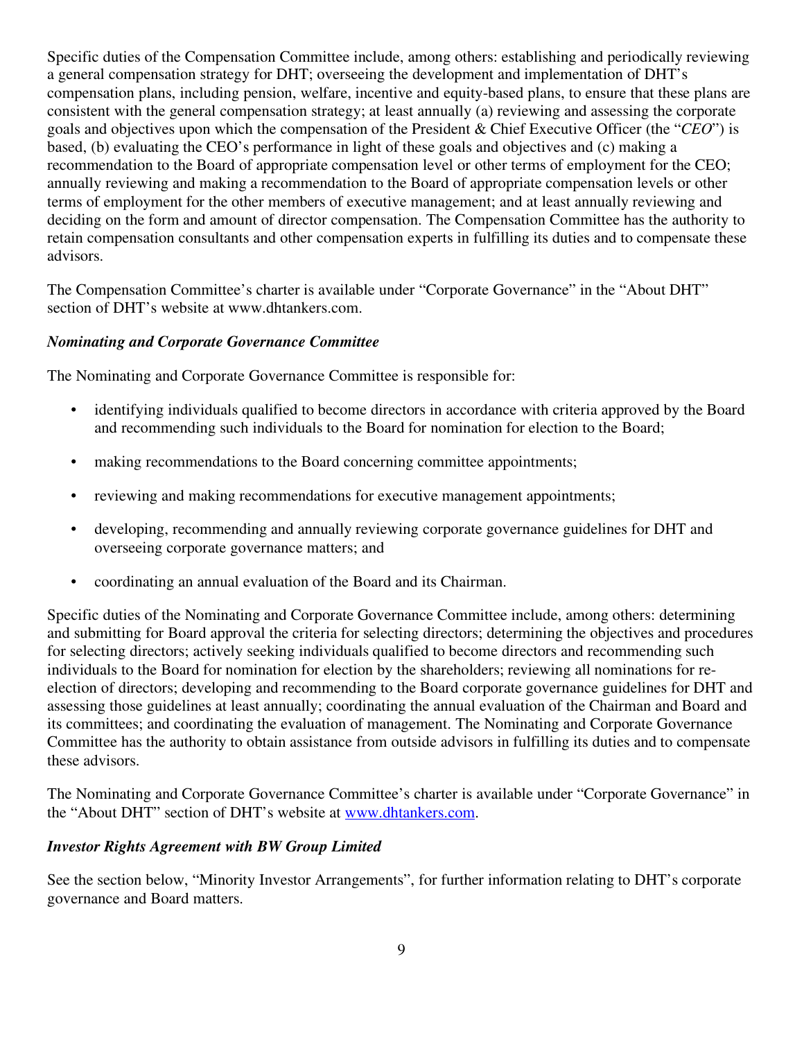Specific duties of the Compensation Committee include, among others: establishing and periodically reviewing a general compensation strategy for DHT; overseeing the development and implementation of DHT's compensation plans, including pension, welfare, incentive and equity-based plans, to ensure that these plans are consistent with the general compensation strategy; at least annually (a) reviewing and assessing the corporate goals and objectives upon which the compensation of the President & Chief Executive Officer (the "*CEO*") is based, (b) evaluating the CEO's performance in light of these goals and objectives and (c) making a recommendation to the Board of appropriate compensation level or other terms of employment for the CEO; annually reviewing and making a recommendation to the Board of appropriate compensation levels or other terms of employment for the other members of executive management; and at least annually reviewing and deciding on the form and amount of director compensation. The Compensation Committee has the authority to retain compensation consultants and other compensation experts in fulfilling its duties and to compensate these advisors.

The Compensation Committee's charter is available under "Corporate Governance" in the "About DHT" section of DHT's website at www.dhtankers.com.

***Nominating and Corporate Governance Committee***

The Nominating and Corporate Governance Committee is responsible for:

- identifying individuals qualified to become directors in accordance with criteria approved by the Board and recommending such individuals to the Board for nomination for election to the Board;
- making recommendations to the Board concerning committee appointments;
- reviewing and making recommendations for executive management appointments;
- developing, recommending and annually reviewing corporate governance guidelines for DHT and overseeing corporate governance matters; and
- coordinating an annual evaluation of the Board and its Chairman.

Specific duties of the Nominating and Corporate Governance Committee include, among others: determining and submitting for Board approval the criteria for selecting directors; determining the objectives and procedures for selecting directors; actively seeking individuals qualified to become directors and recommending such individuals to the Board for nomination for election by the shareholders; reviewing all nominations for re-election of directors; developing and recommending to the Board corporate governance guidelines for DHT and assessing those guidelines at least annually; coordinating the annual evaluation of the Chairman and Board and its committees; and coordinating the evaluation of management. The Nominating and Corporate Governance Committee has the authority to obtain assistance from outside advisors in fulfilling its duties and to compensate these advisors.

The Nominating and Corporate Governance Committee's charter is available under "Corporate Governance" in the "About DHT" section of DHT's website at www.dhtankers.com.

***Investor Rights Agreement with BW Group Limited***

See the section below, "Minority Investor Arrangements", for further information relating to DHT's corporate governance and Board matters.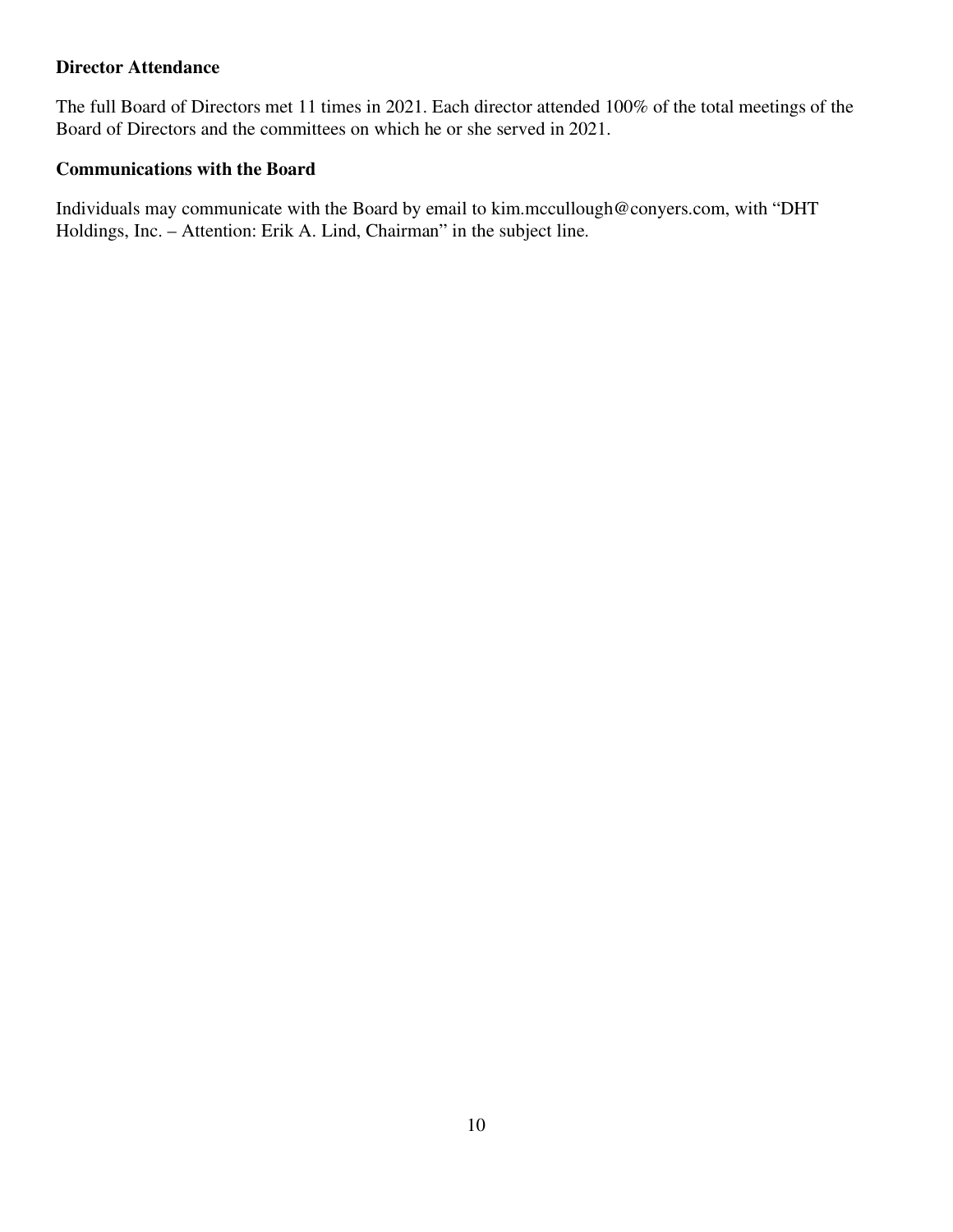**Director Attendance**

The full Board of Directors met 11 times in 2021. Each director attended 100% of the total meetings of the Board of Directors and the committees on which he or she served in 2021.

**Communications with the Board**

Individuals may communicate with the Board by email to kim.mccullough@conyers.com, with "DHT Holdings, Inc. – Attention: Erik A. Lind, Chairman" in the subject line.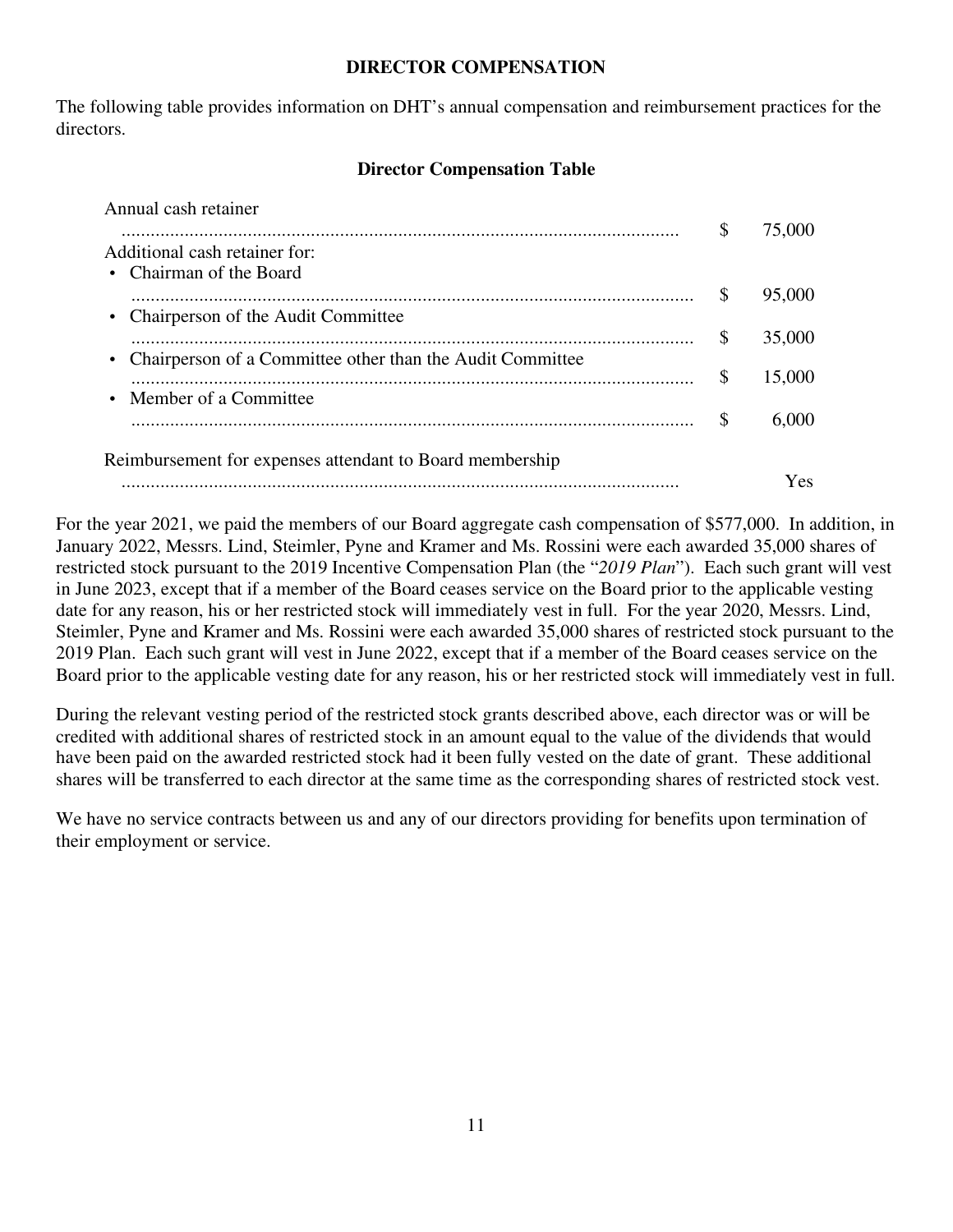## DIRECTOR COMPENSATION

The following table provides information on DHT's annual compensation and reimbursement practices for the directors.

### Director Compensation Table

| | |
|---|---|
| Annual cash retainer | $ 75,000 |
| Additional cash retainer for: | |
| • Chairman of the Board | $ 95,000 |
| • Chairperson of the Audit Committee | $ 35,000 |
| • Chairperson of a Committee other than the Audit Committee | $ 15,000 |
| • Member of a Committee | $ 6,000 |
| Reimbursement for expenses attendant to Board membership | Yes |

For the year 2021, we paid the members of our Board aggregate cash compensation of $577,000. In addition, in January 2022, Messrs. Lind, Steimler, Pyne and Kramer and Ms. Rossini were each awarded 35,000 shares of restricted stock pursuant to the 2019 Incentive Compensation Plan (the "*2019 Plan*"). Each such grant will vest in June 2023, except that if a member of the Board ceases service on the Board prior to the applicable vesting date for any reason, his or her restricted stock will immediately vest in full. For the year 2020, Messrs. Lind, Steimler, Pyne and Kramer and Ms. Rossini were each awarded 35,000 shares of restricted stock pursuant to the 2019 Plan. Each such grant will vest in June 2022, except that if a member of the Board ceases service on the Board prior to the applicable vesting date for any reason, his or her restricted stock will immediately vest in full.

During the relevant vesting period of the restricted stock grants described above, each director was or will be credited with additional shares of restricted stock in an amount equal to the value of the dividends that would have been paid on the awarded restricted stock had it been fully vested on the date of grant. These additional shares will be transferred to each director at the same time as the corresponding shares of restricted stock vest.

We have no service contracts between us and any of our directors providing for benefits upon termination of their employment or service.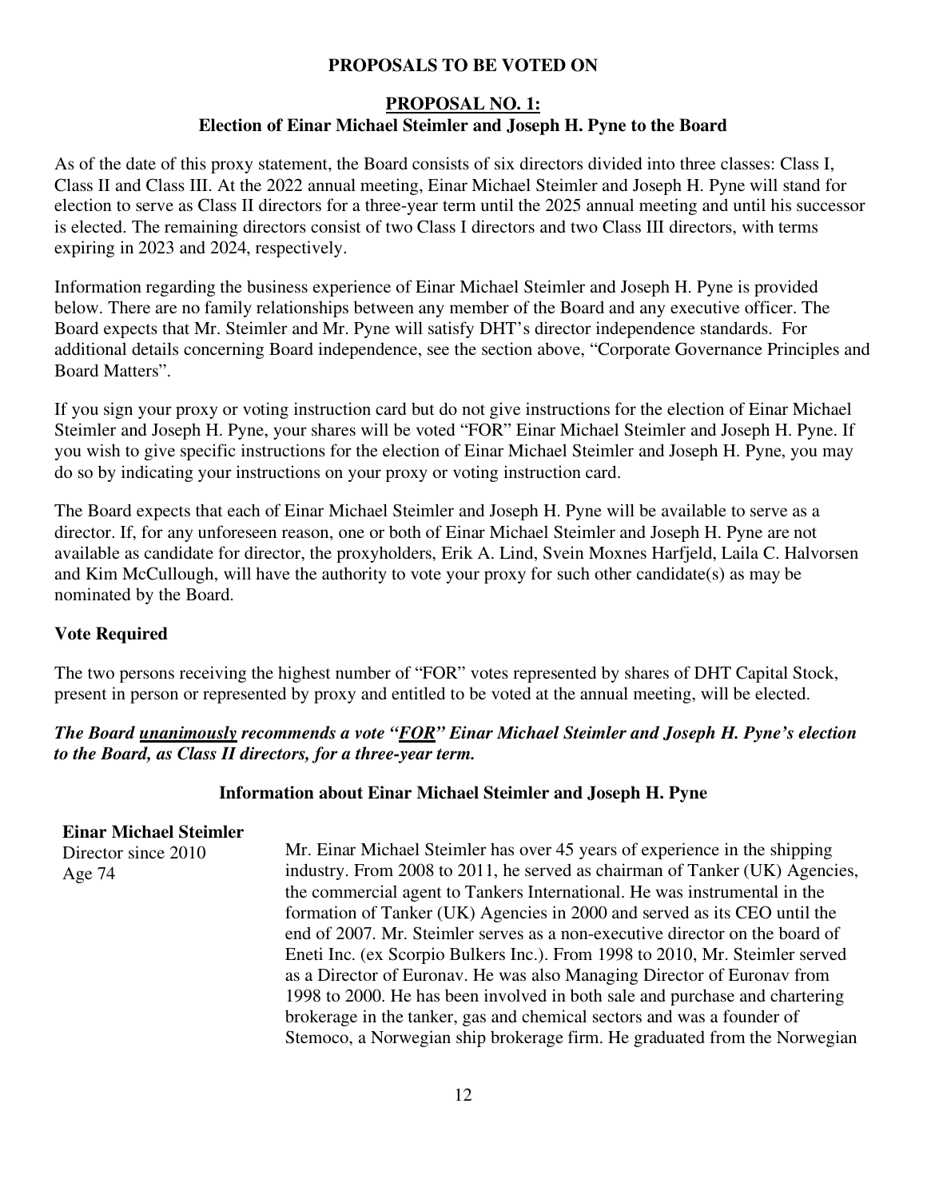## PROPOSALS TO BE VOTED ON

### PROPOSAL NO. 1:
### Election of Einar Michael Steimler and Joseph H. Pyne to the Board

As of the date of this proxy statement, the Board consists of six directors divided into three classes: Class I, Class II and Class III. At the 2022 annual meeting, Einar Michael Steimler and Joseph H. Pyne will stand for election to serve as Class II directors for a three-year term until the 2025 annual meeting and until his successor is elected. The remaining directors consist of two Class I directors and two Class III directors, with terms expiring in 2023 and 2024, respectively.

Information regarding the business experience of Einar Michael Steimler and Joseph H. Pyne is provided below. There are no family relationships between any member of the Board and any executive officer. The Board expects that Mr. Steimler and Mr. Pyne will satisfy DHT's director independence standards. For additional details concerning Board independence, see the section above, "Corporate Governance Principles and Board Matters".

If you sign your proxy or voting instruction card but do not give instructions for the election of Einar Michael Steimler and Joseph H. Pyne, your shares will be voted "FOR" Einar Michael Steimler and Joseph H. Pyne. If you wish to give specific instructions for the election of Einar Michael Steimler and Joseph H. Pyne, you may do so by indicating your instructions on your proxy or voting instruction card.

The Board expects that each of Einar Michael Steimler and Joseph H. Pyne will be available to serve as a director. If, for any unforeseen reason, one or both of Einar Michael Steimler and Joseph H. Pyne are not available as candidate for director, the proxyholders, Erik A. Lind, Svein Moxnes Harfjeld, Laila C. Halvorsen and Kim McCullough, will have the authority to vote your proxy for such other candidate(s) as may be nominated by the Board.

### Vote Required

The two persons receiving the highest number of "FOR" votes represented by shares of DHT Capital Stock, present in person or represented by proxy and entitled to be voted at the annual meeting, will be elected.

***The Board unanimously recommends a vote "FOR" Einar Michael Steimler and Joseph H. Pyne's election to the Board, as Class II directors, for a three-year term.***

### Information about Einar Michael Steimler and Joseph H. Pyne

**Einar Michael Steimler**
Director since 2010
Age 74

Mr. Einar Michael Steimler has over 45 years of experience in the shipping industry. From 2008 to 2011, he served as chairman of Tanker (UK) Agencies, the commercial agent to Tankers International. He was instrumental in the formation of Tanker (UK) Agencies in 2000 and served as its CEO until the end of 2007. Mr. Steimler serves as a non-executive director on the board of Eneti Inc. (ex Scorpio Bulkers Inc.). From 1998 to 2010, Mr. Steimler served as a Director of Euronav. He was also Managing Director of Euronav from 1998 to 2000. He has been involved in both sale and purchase and chartering brokerage in the tanker, gas and chemical sectors and was a founder of Stemoco, a Norwegian ship brokerage firm. He graduated from the Norwegian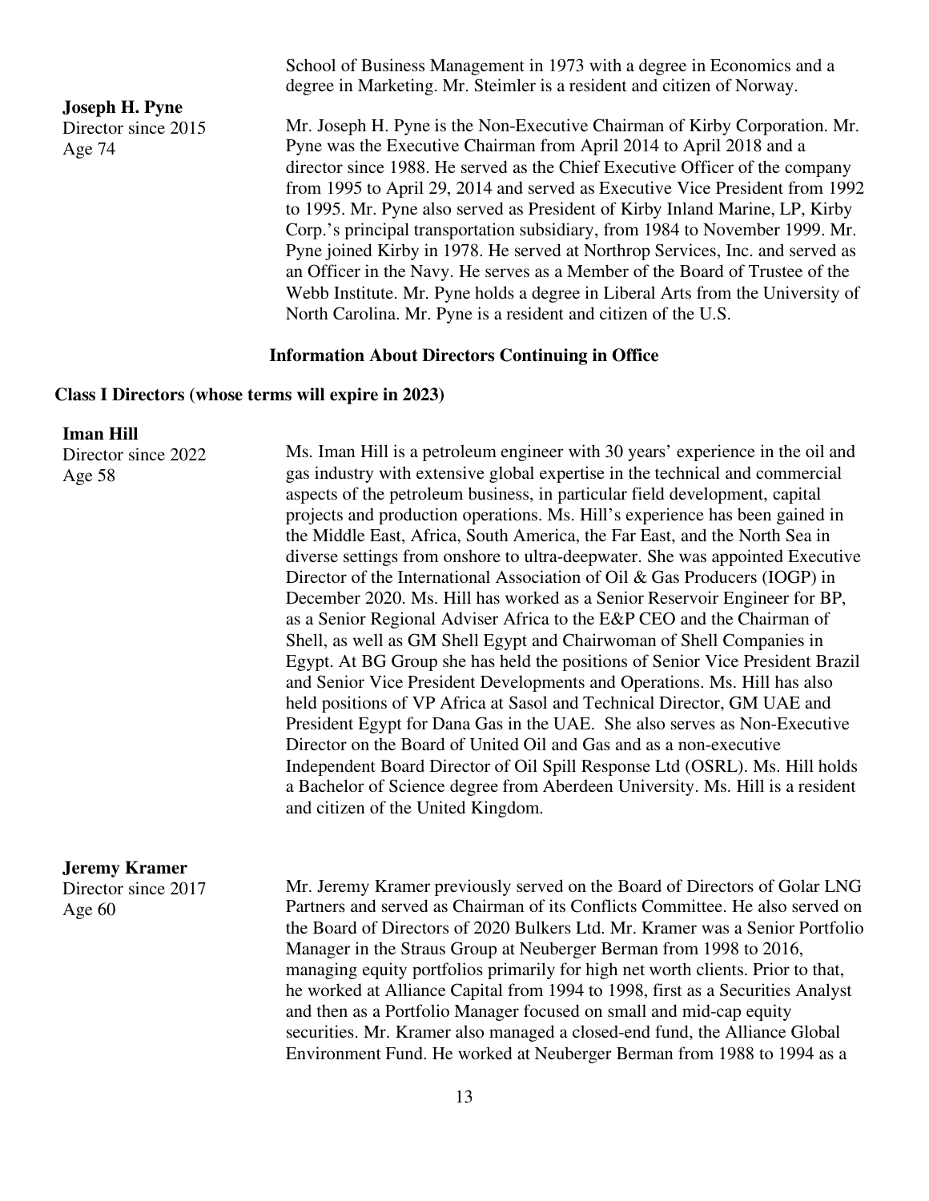School of Business Management in 1973 with a degree in Economics and a degree in Marketing. Mr. Steimler is a resident and citizen of Norway.

**Joseph H. Pyne**
Director since 2015
Age 74

Mr. Joseph H. Pyne is the Non-Executive Chairman of Kirby Corporation. Mr. Pyne was the Executive Chairman from April 2014 to April 2018 and a director since 1988. He served as the Chief Executive Officer of the company from 1995 to April 29, 2014 and served as Executive Vice President from 1992 to 1995. Mr. Pyne also served as President of Kirby Inland Marine, LP, Kirby Corp.'s principal transportation subsidiary, from 1984 to November 1999. Mr. Pyne joined Kirby in 1978. He served at Northrop Services, Inc. and served as an Officer in the Navy. He serves as a Member of the Board of Trustee of the Webb Institute. Mr. Pyne holds a degree in Liberal Arts from the University of North Carolina. Mr. Pyne is a resident and citizen of the U.S.

## Information About Directors Continuing in Office

### Class I Directors (whose terms will expire in 2023)

**Iman Hill**
Director since 2022
Age 58

Ms. Iman Hill is a petroleum engineer with 30 years' experience in the oil and gas industry with extensive global expertise in the technical and commercial aspects of the petroleum business, in particular field development, capital projects and production operations. Ms. Hill's experience has been gained in the Middle East, Africa, South America, the Far East, and the North Sea in diverse settings from onshore to ultra-deepwater. She was appointed Executive Director of the International Association of Oil & Gas Producers (IOGP) in December 2020. Ms. Hill has worked as a Senior Reservoir Engineer for BP, as a Senior Regional Adviser Africa to the E&P CEO and the Chairman of Shell, as well as GM Shell Egypt and Chairwoman of Shell Companies in Egypt. At BG Group she has held the positions of Senior Vice President Brazil and Senior Vice President Developments and Operations. Ms. Hill has also held positions of VP Africa at Sasol and Technical Director, GM UAE and President Egypt for Dana Gas in the UAE. She also serves as Non-Executive Director on the Board of United Oil and Gas and as a non-executive Independent Board Director of Oil Spill Response Ltd (OSRL). Ms. Hill holds a Bachelor of Science degree from Aberdeen University. Ms. Hill is a resident and citizen of the United Kingdom.

**Jeremy Kramer**
Director since 2017
Age 60

Mr. Jeremy Kramer previously served on the Board of Directors of Golar LNG Partners and served as Chairman of its Conflicts Committee. He also served on the Board of Directors of 2020 Bulkers Ltd. Mr. Kramer was a Senior Portfolio Manager in the Straus Group at Neuberger Berman from 1998 to 2016, managing equity portfolios primarily for high net worth clients. Prior to that, he worked at Alliance Capital from 1994 to 1998, first as a Securities Analyst and then as a Portfolio Manager focused on small and mid-cap equity securities. Mr. Kramer also managed a closed-end fund, the Alliance Global Environment Fund. He worked at Neuberger Berman from 1988 to 1994 as a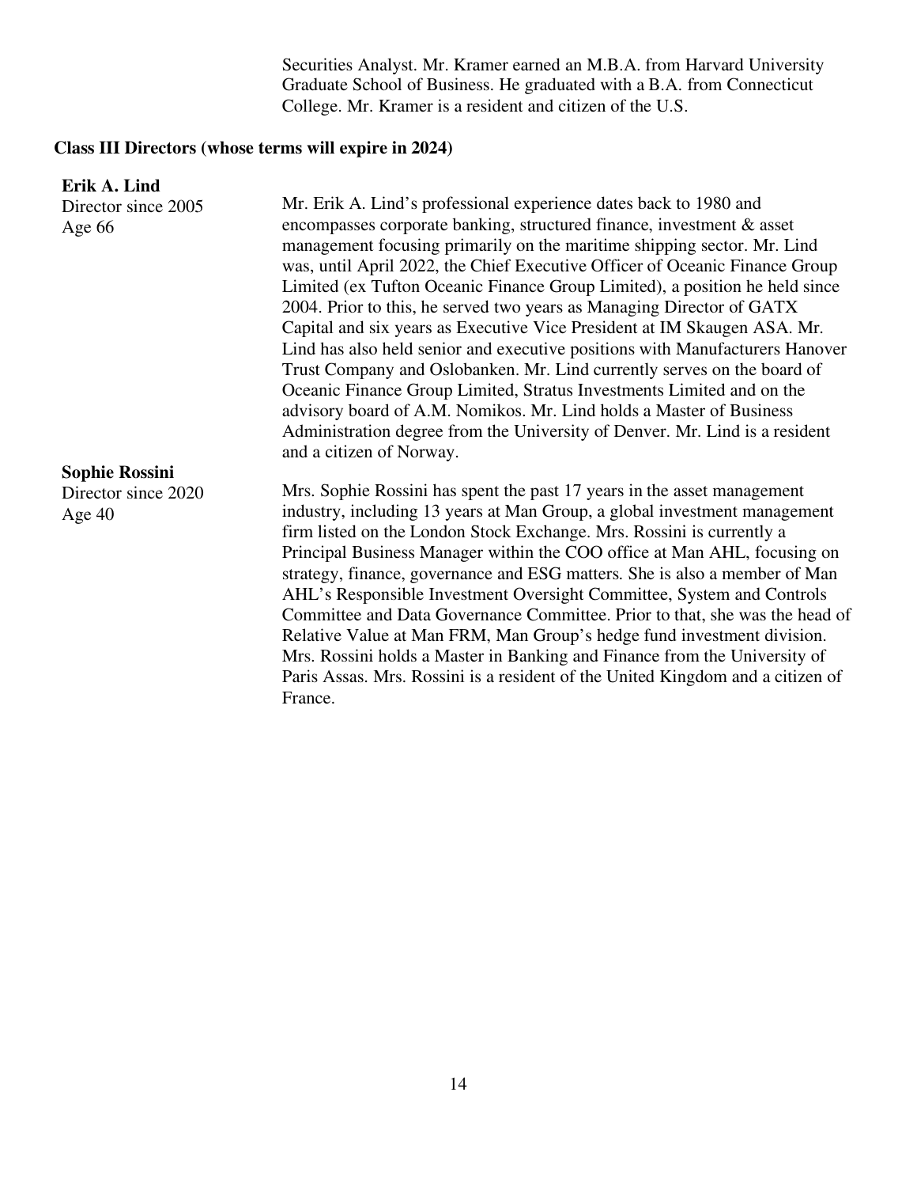Securities Analyst. Mr. Kramer earned an M.B.A. from Harvard University Graduate School of Business. He graduated with a B.A. from Connecticut College. Mr. Kramer is a resident and citizen of the U.S.

**Class III Directors (whose terms will expire in 2024)**

**Erik A. Lind**
Director since 2005
Age 66

Mr. Erik A. Lind's professional experience dates back to 1980 and encompasses corporate banking, structured finance, investment & asset management focusing primarily on the maritime shipping sector. Mr. Lind was, until April 2022, the Chief Executive Officer of Oceanic Finance Group Limited (ex Tufton Oceanic Finance Group Limited), a position he held since 2004. Prior to this, he served two years as Managing Director of GATX Capital and six years as Executive Vice President at IM Skaugen ASA. Mr. Lind has also held senior and executive positions with Manufacturers Hanover Trust Company and Oslobanken. Mr. Lind currently serves on the board of Oceanic Finance Group Limited, Stratus Investments Limited and on the advisory board of A.M. Nomikos. Mr. Lind holds a Master of Business Administration degree from the University of Denver. Mr. Lind is a resident and a citizen of Norway.

**Sophie Rossini**
Director since 2020
Age 40

Mrs. Sophie Rossini has spent the past 17 years in the asset management industry, including 13 years at Man Group, a global investment management firm listed on the London Stock Exchange. Mrs. Rossini is currently a Principal Business Manager within the COO office at Man AHL, focusing on strategy, finance, governance and ESG matters. She is also a member of Man AHL's Responsible Investment Oversight Committee, System and Controls Committee and Data Governance Committee. Prior to that, she was the head of Relative Value at Man FRM, Man Group's hedge fund investment division. Mrs. Rossini holds a Master in Banking and Finance from the University of Paris Assas. Mrs. Rossini is a resident of the United Kingdom and a citizen of France.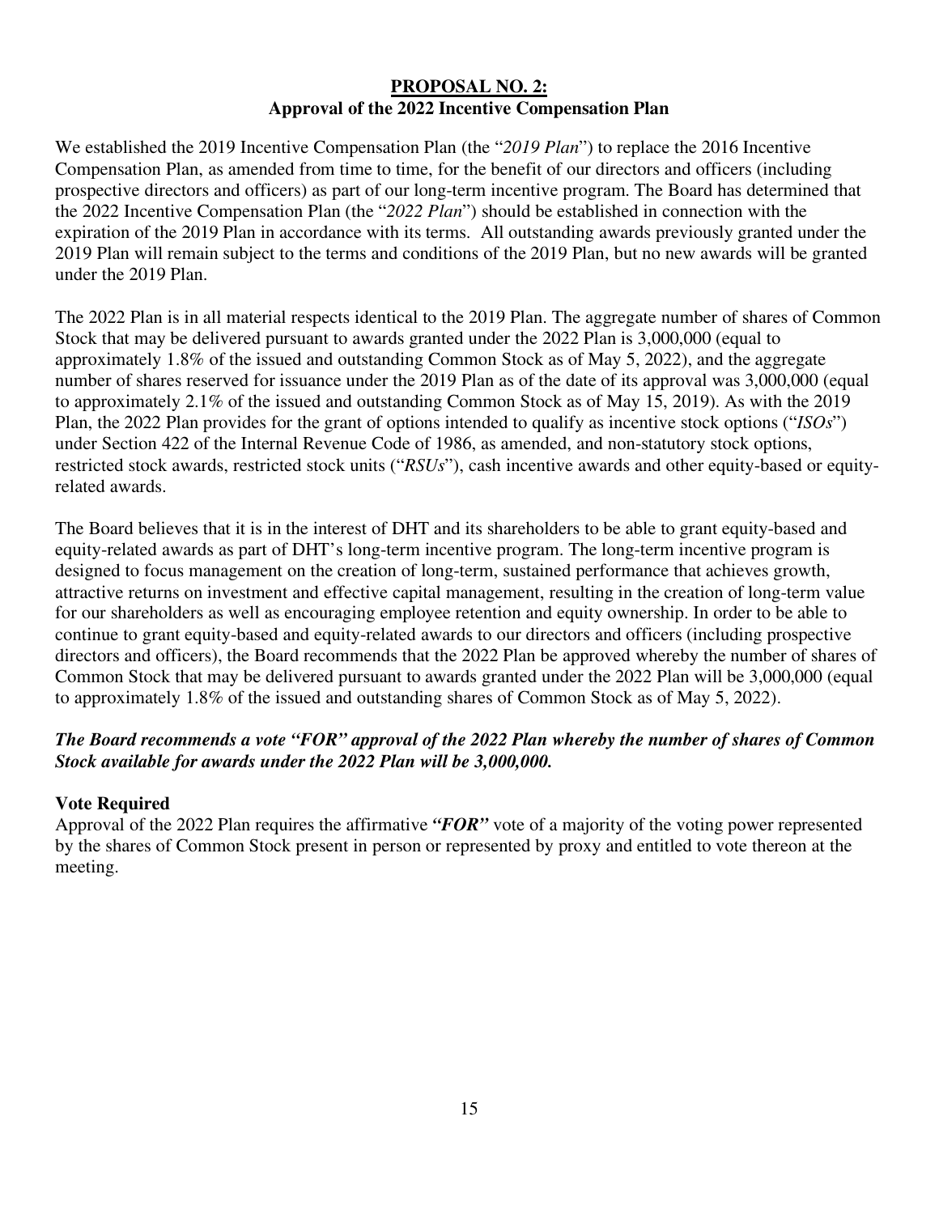## **PROPOSAL NO. 2:**
## **Approval of the 2022 Incentive Compensation Plan**

We established the 2019 Incentive Compensation Plan (the "*2019 Plan*") to replace the 2016 Incentive Compensation Plan, as amended from time to time, for the benefit of our directors and officers (including prospective directors and officers) as part of our long-term incentive program. The Board has determined that the 2022 Incentive Compensation Plan (the "*2022 Plan*") should be established in connection with the expiration of the 2019 Plan in accordance with its terms. All outstanding awards previously granted under the 2019 Plan will remain subject to the terms and conditions of the 2019 Plan, but no new awards will be granted under the 2019 Plan.

The 2022 Plan is in all material respects identical to the 2019 Plan. The aggregate number of shares of Common Stock that may be delivered pursuant to awards granted under the 2022 Plan is 3,000,000 (equal to approximately 1.8% of the issued and outstanding Common Stock as of May 5, 2022), and the aggregate number of shares reserved for issuance under the 2019 Plan as of the date of its approval was 3,000,000 (equal to approximately 2.1% of the issued and outstanding Common Stock as of May 15, 2019). As with the 2019 Plan, the 2022 Plan provides for the grant of options intended to qualify as incentive stock options ("*ISOs*") under Section 422 of the Internal Revenue Code of 1986, as amended, and non-statutory stock options, restricted stock awards, restricted stock units ("*RSUs*"), cash incentive awards and other equity-based or equity-related awards.

The Board believes that it is in the interest of DHT and its shareholders to be able to grant equity-based and equity-related awards as part of DHT's long-term incentive program. The long-term incentive program is designed to focus management on the creation of long-term, sustained performance that achieves growth, attractive returns on investment and effective capital management, resulting in the creation of long-term value for our shareholders as well as encouraging employee retention and equity ownership. In order to be able to continue to grant equity-based and equity-related awards to our directors and officers (including prospective directors and officers), the Board recommends that the 2022 Plan be approved whereby the number of shares of Common Stock that may be delivered pursuant to awards granted under the 2022 Plan will be 3,000,000 (equal to approximately 1.8% of the issued and outstanding shares of Common Stock as of May 5, 2022).

***The Board recommends a vote "FOR" approval of the 2022 Plan whereby the number of shares of Common Stock available for awards under the 2022 Plan will be 3,000,000.***

### **Vote Required**

Approval of the 2022 Plan requires the affirmative ***"FOR"*** vote of a majority of the voting power represented by the shares of Common Stock present in person or represented by proxy and entitled to vote thereon at the meeting.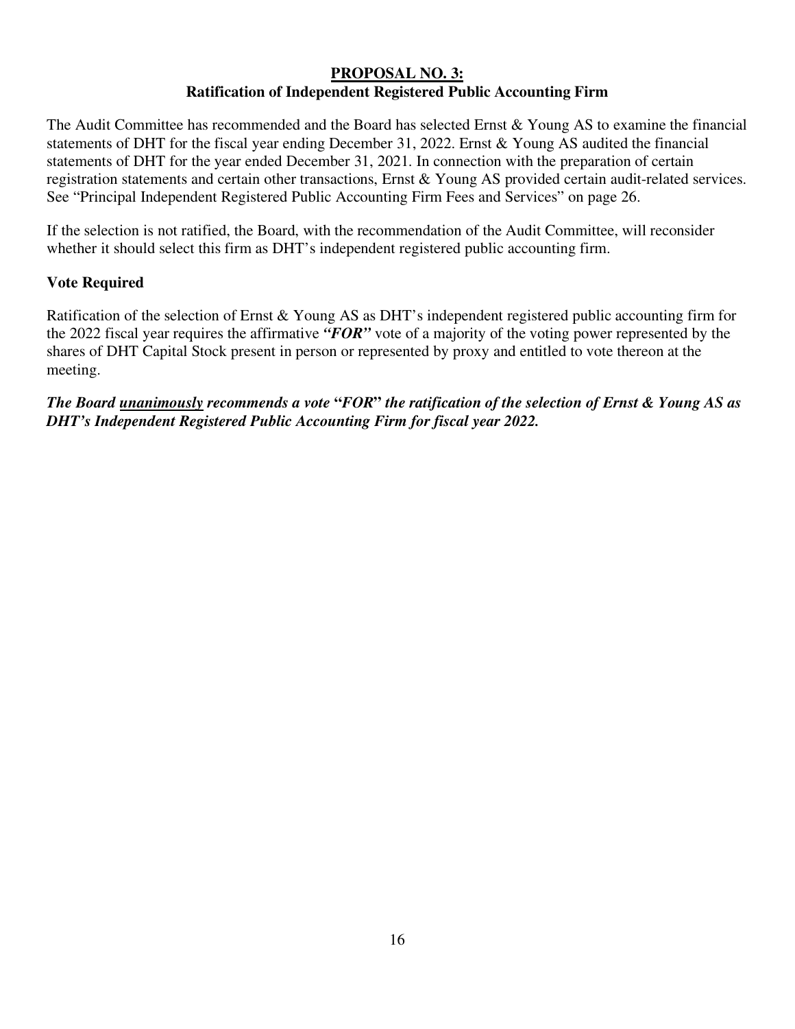## PROPOSAL NO. 3:
## Ratification of Independent Registered Public Accounting Firm

The Audit Committee has recommended and the Board has selected Ernst & Young AS to examine the financial statements of DHT for the fiscal year ending December 31, 2022. Ernst & Young AS audited the financial statements of DHT for the year ended December 31, 2021. In connection with the preparation of certain registration statements and certain other transactions, Ernst & Young AS provided certain audit-related services. See "Principal Independent Registered Public Accounting Firm Fees and Services" on page 26.

If the selection is not ratified, the Board, with the recommendation of the Audit Committee, will reconsider whether it should select this firm as DHT's independent registered public accounting firm.

### Vote Required

Ratification of the selection of Ernst & Young AS as DHT's independent registered public accounting firm for the 2022 fiscal year requires the affirmative ***"FOR"*** vote of a majority of the voting power represented by the shares of DHT Capital Stock present in person or represented by proxy and entitled to vote thereon at the meeting.

***The Board <u>unanimously</u> recommends a vote "FOR" the ratification of the selection of Ernst & Young AS as DHT's Independent Registered Public Accounting Firm for fiscal year 2022.***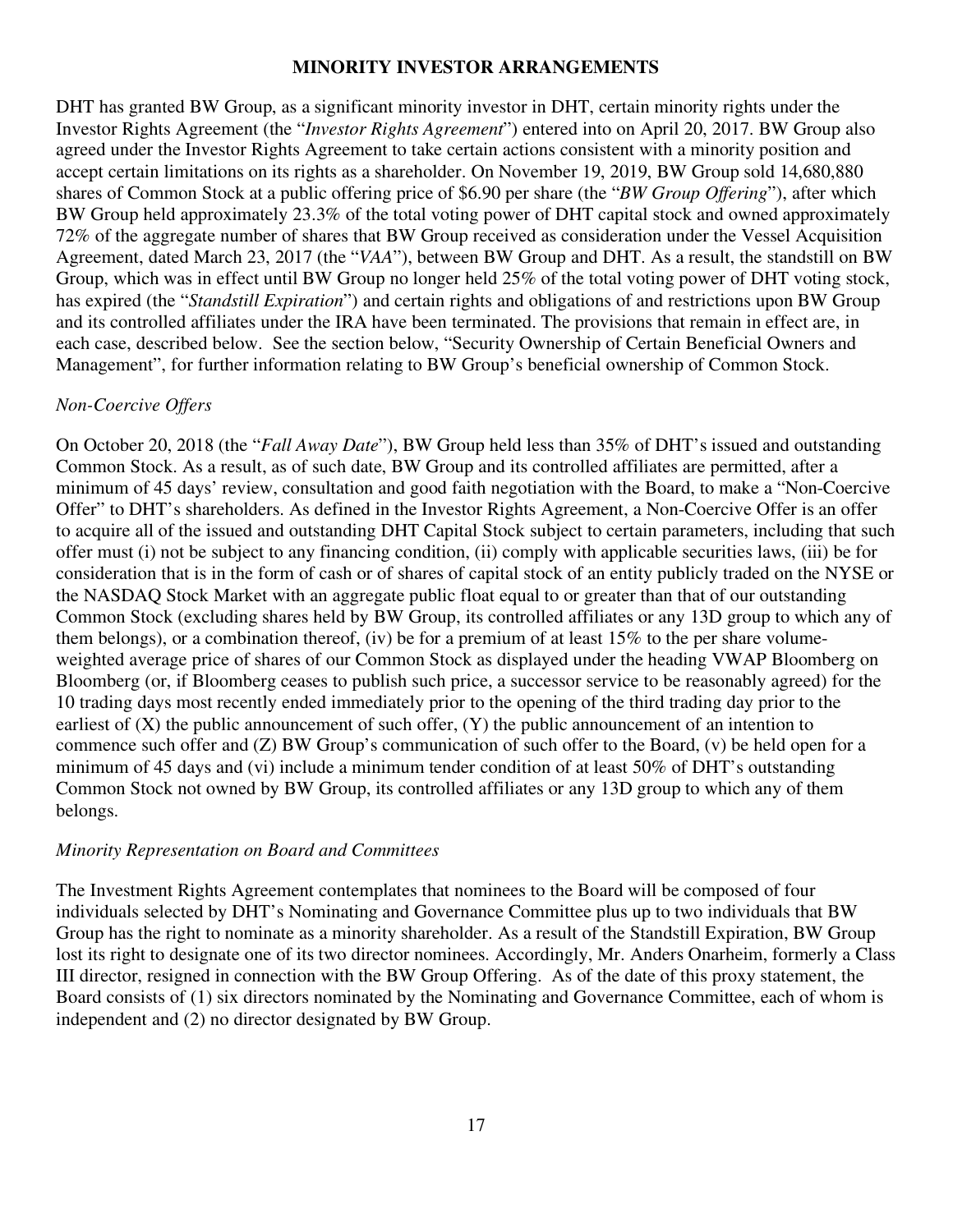## MINORITY INVESTOR ARRANGEMENTS

DHT has granted BW Group, as a significant minority investor in DHT, certain minority rights under the Investor Rights Agreement (the "*Investor Rights Agreement*") entered into on April 20, 2017. BW Group also agreed under the Investor Rights Agreement to take certain actions consistent with a minority position and accept certain limitations on its rights as a shareholder. On November 19, 2019, BW Group sold 14,680,880 shares of Common Stock at a public offering price of $6.90 per share (the "*BW Group Offering*"), after which BW Group held approximately 23.3% of the total voting power of DHT capital stock and owned approximately 72% of the aggregate number of shares that BW Group received as consideration under the Vessel Acquisition Agreement, dated March 23, 2017 (the "*VAA*"), between BW Group and DHT. As a result, the standstill on BW Group, which was in effect until BW Group no longer held 25% of the total voting power of DHT voting stock, has expired (the "*Standstill Expiration*") and certain rights and obligations of and restrictions upon BW Group and its controlled affiliates under the IRA have been terminated. The provisions that remain in effect are, in each case, described below. See the section below, "Security Ownership of Certain Beneficial Owners and Management", for further information relating to BW Group's beneficial ownership of Common Stock.

### *Non-Coercive Offers*

On October 20, 2018 (the "*Fall Away Date*"), BW Group held less than 35% of DHT's issued and outstanding Common Stock. As a result, as of such date, BW Group and its controlled affiliates are permitted, after a minimum of 45 days' review, consultation and good faith negotiation with the Board, to make a "Non-Coercive Offer" to DHT's shareholders. As defined in the Investor Rights Agreement, a Non-Coercive Offer is an offer to acquire all of the issued and outstanding DHT Capital Stock subject to certain parameters, including that such offer must (i) not be subject to any financing condition, (ii) comply with applicable securities laws, (iii) be for consideration that is in the form of cash or of shares of capital stock of an entity publicly traded on the NYSE or the NASDAQ Stock Market with an aggregate public float equal to or greater than that of our outstanding Common Stock (excluding shares held by BW Group, its controlled affiliates or any 13D group to which any of them belongs), or a combination thereof, (iv) be for a premium of at least 15% to the per share volume-weighted average price of shares of our Common Stock as displayed under the heading VWAP Bloomberg on Bloomberg (or, if Bloomberg ceases to publish such price, a successor service to be reasonably agreed) for the 10 trading days most recently ended immediately prior to the opening of the third trading day prior to the earliest of (X) the public announcement of such offer, (Y) the public announcement of an intention to commence such offer and (Z) BW Group's communication of such offer to the Board, (v) be held open for a minimum of 45 days and (vi) include a minimum tender condition of at least 50% of DHT's outstanding Common Stock not owned by BW Group, its controlled affiliates or any 13D group to which any of them belongs.

### *Minority Representation on Board and Committees*

The Investment Rights Agreement contemplates that nominees to the Board will be composed of four individuals selected by DHT's Nominating and Governance Committee plus up to two individuals that BW Group has the right to nominate as a minority shareholder. As a result of the Standstill Expiration, BW Group lost its right to designate one of its two director nominees. Accordingly, Mr. Anders Onarheim, formerly a Class III director, resigned in connection with the BW Group Offering. As of the date of this proxy statement, the Board consists of (1) six directors nominated by the Nominating and Governance Committee, each of whom is independent and (2) no director designated by BW Group.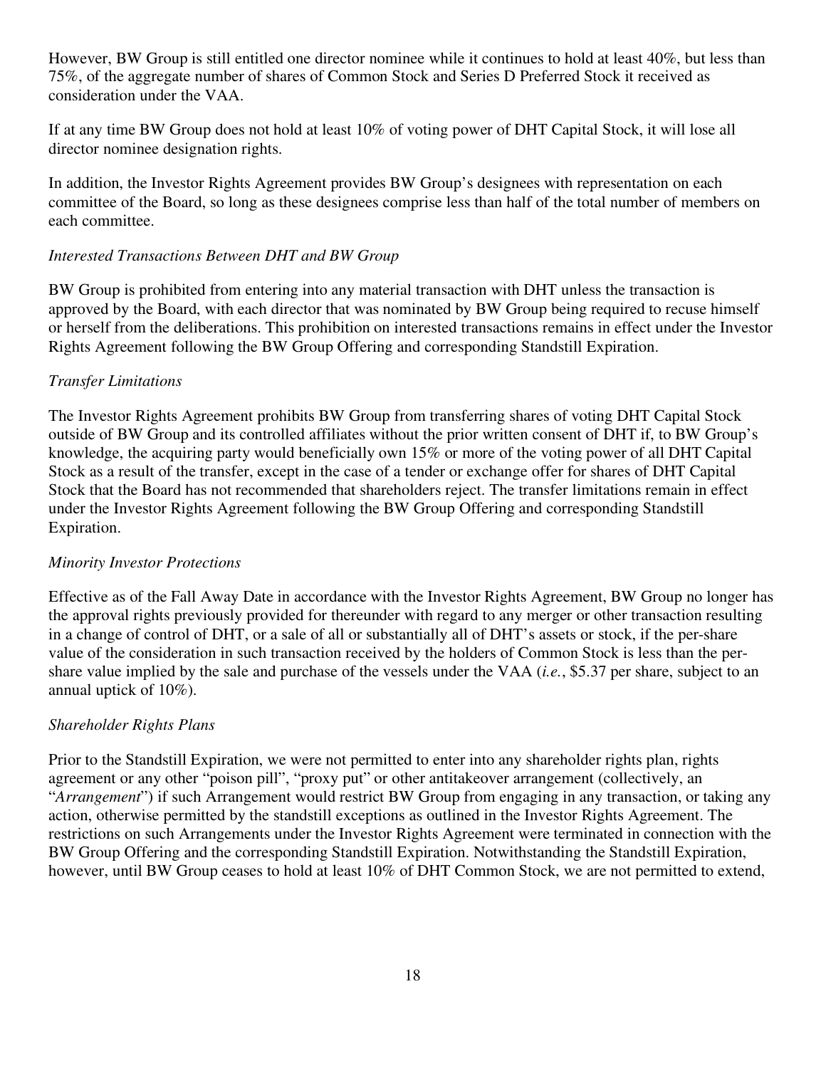However, BW Group is still entitled one director nominee while it continues to hold at least 40%, but less than 75%, of the aggregate number of shares of Common Stock and Series D Preferred Stock it received as consideration under the VAA.

If at any time BW Group does not hold at least 10% of voting power of DHT Capital Stock, it will lose all director nominee designation rights.

In addition, the Investor Rights Agreement provides BW Group's designees with representation on each committee of the Board, so long as these designees comprise less than half of the total number of members on each committee.

*Interested Transactions Between DHT and BW Group*

BW Group is prohibited from entering into any material transaction with DHT unless the transaction is approved by the Board, with each director that was nominated by BW Group being required to recuse himself or herself from the deliberations. This prohibition on interested transactions remains in effect under the Investor Rights Agreement following the BW Group Offering and corresponding Standstill Expiration.

*Transfer Limitations*

The Investor Rights Agreement prohibits BW Group from transferring shares of voting DHT Capital Stock outside of BW Group and its controlled affiliates without the prior written consent of DHT if, to BW Group's knowledge, the acquiring party would beneficially own 15% or more of the voting power of all DHT Capital Stock as a result of the transfer, except in the case of a tender or exchange offer for shares of DHT Capital Stock that the Board has not recommended that shareholders reject. The transfer limitations remain in effect under the Investor Rights Agreement following the BW Group Offering and corresponding Standstill Expiration.

*Minority Investor Protections*

Effective as of the Fall Away Date in accordance with the Investor Rights Agreement, BW Group no longer has the approval rights previously provided for thereunder with regard to any merger or other transaction resulting in a change of control of DHT, or a sale of all or substantially all of DHT's assets or stock, if the per-share value of the consideration in such transaction received by the holders of Common Stock is less than the per-share value implied by the sale and purchase of the vessels under the VAA (*i.e.*, $5.37 per share, subject to an annual uptick of 10%).

*Shareholder Rights Plans*

Prior to the Standstill Expiration, we were not permitted to enter into any shareholder rights plan, rights agreement or any other "poison pill", "proxy put" or other antitakeover arrangement (collectively, an "*Arrangement*") if such Arrangement would restrict BW Group from engaging in any transaction, or taking any action, otherwise permitted by the standstill exceptions as outlined in the Investor Rights Agreement. The restrictions on such Arrangements under the Investor Rights Agreement were terminated in connection with the BW Group Offering and the corresponding Standstill Expiration. Notwithstanding the Standstill Expiration, however, until BW Group ceases to hold at least 10% of DHT Common Stock, we are not permitted to extend,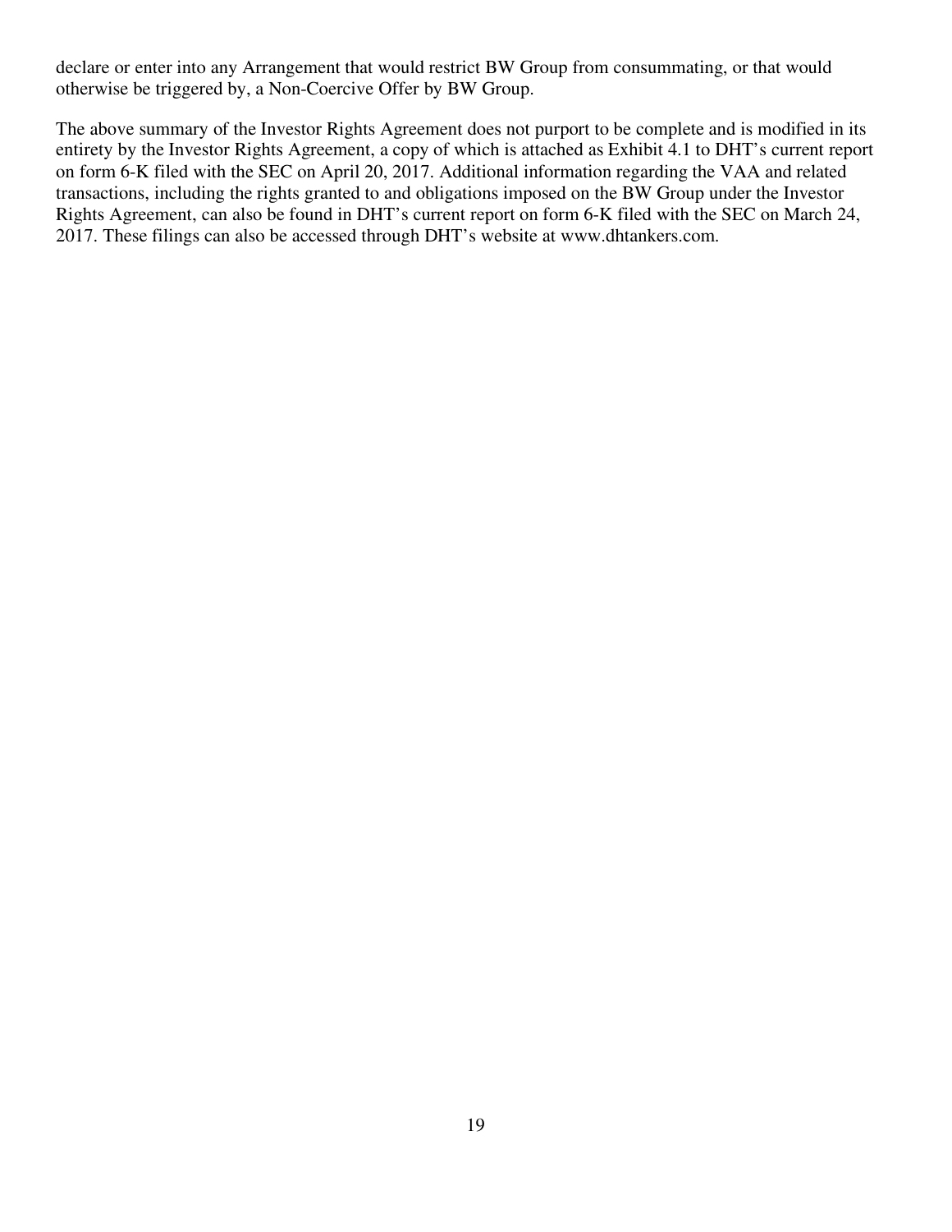declare or enter into any Arrangement that would restrict BW Group from consummating, or that would otherwise be triggered by, a Non-Coercive Offer by BW Group.

The above summary of the Investor Rights Agreement does not purport to be complete and is modified in its entirety by the Investor Rights Agreement, a copy of which is attached as Exhibit 4.1 to DHT's current report on form 6-K filed with the SEC on April 20, 2017. Additional information regarding the VAA and related transactions, including the rights granted to and obligations imposed on the BW Group under the Investor Rights Agreement, can also be found in DHT's current report on form 6-K filed with the SEC on March 24, 2017. These filings can also be accessed through DHT's website at www.dhtankers.com.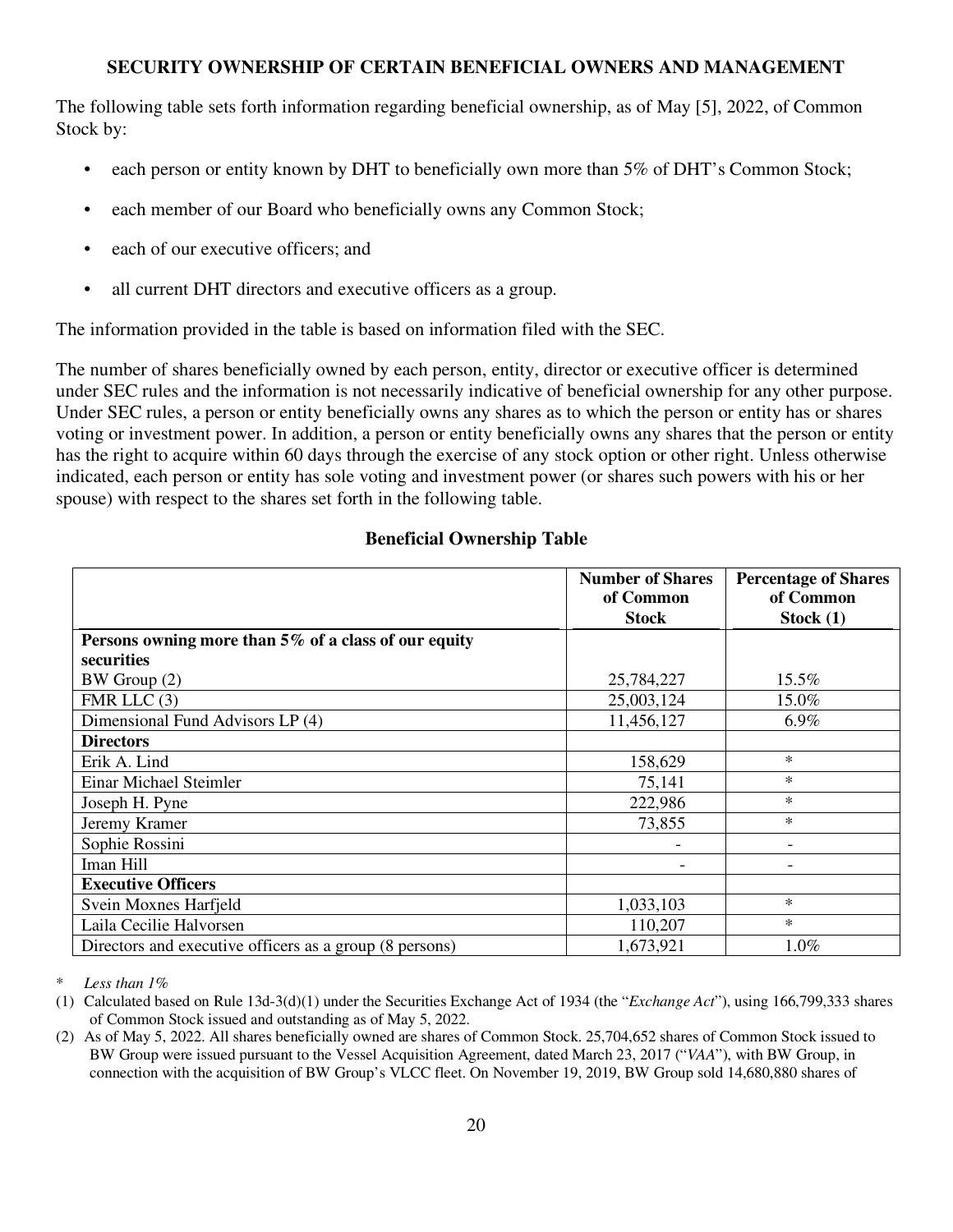## SECURITY OWNERSHIP OF CERTAIN BENEFICIAL OWNERS AND MANAGEMENT

The following table sets forth information regarding beneficial ownership, as of May [5], 2022, of Common Stock by:

- each person or entity known by DHT to beneficially own more than 5% of DHT's Common Stock;
- each member of our Board who beneficially owns any Common Stock;
- each of our executive officers; and
- all current DHT directors and executive officers as a group.

The information provided in the table is based on information filed with the SEC.

The number of shares beneficially owned by each person, entity, director or executive officer is determined under SEC rules and the information is not necessarily indicative of beneficial ownership for any other purpose. Under SEC rules, a person or entity beneficially owns any shares as to which the person or entity has or shares voting or investment power. In addition, a person or entity beneficially owns any shares that the person or entity has the right to acquire within 60 days through the exercise of any stock option or other right. Unless otherwise indicated, each person or entity has sole voting and investment power (or shares such powers with his or her spouse) with respect to the shares set forth in the following table.

### Beneficial Ownership Table

| | Number of Shares of Common Stock | Percentage of Shares of Common Stock (1) |
|---|---|---|
| **Persons owning more than 5% of a class of our equity securities** | | |
| BW Group (2) | 25,784,227 | 15.5% |
| FMR LLC (3) | 25,003,124 | 15.0% |
| Dimensional Fund Advisors LP (4) | 11,456,127 | 6.9% |
| **Directors** | | |
| Erik A. Lind | 158,629 | * |
| Einar Michael Steimler | 75,141 | * |
| Joseph H. Pyne | 222,986 | * |
| Jeremy Kramer | 73,855 | * |
| Sophie Rossini | - | - |
| Iman Hill | - | - |
| **Executive Officers** | | |
| Svein Moxnes Harfjeld | 1,033,103 | * |
| Laila Cecilie Halvorsen | 110,207 | * |
| Directors and executive officers as a group (8 persons) | 1,673,921 | 1.0% |

\* *Less than 1%*

(1) Calculated based on Rule 13d-3(d)(1) under the Securities Exchange Act of 1934 (the "*Exchange Act*"), using 166,799,333 shares of Common Stock issued and outstanding as of May 5, 2022.

(2) As of May 5, 2022. All shares beneficially owned are shares of Common Stock. 25,704,652 shares of Common Stock issued to BW Group were issued pursuant to the Vessel Acquisition Agreement, dated March 23, 2017 ("*VAA*"), with BW Group, in connection with the acquisition of BW Group's VLCC fleet. On November 19, 2019, BW Group sold 14,680,880 shares of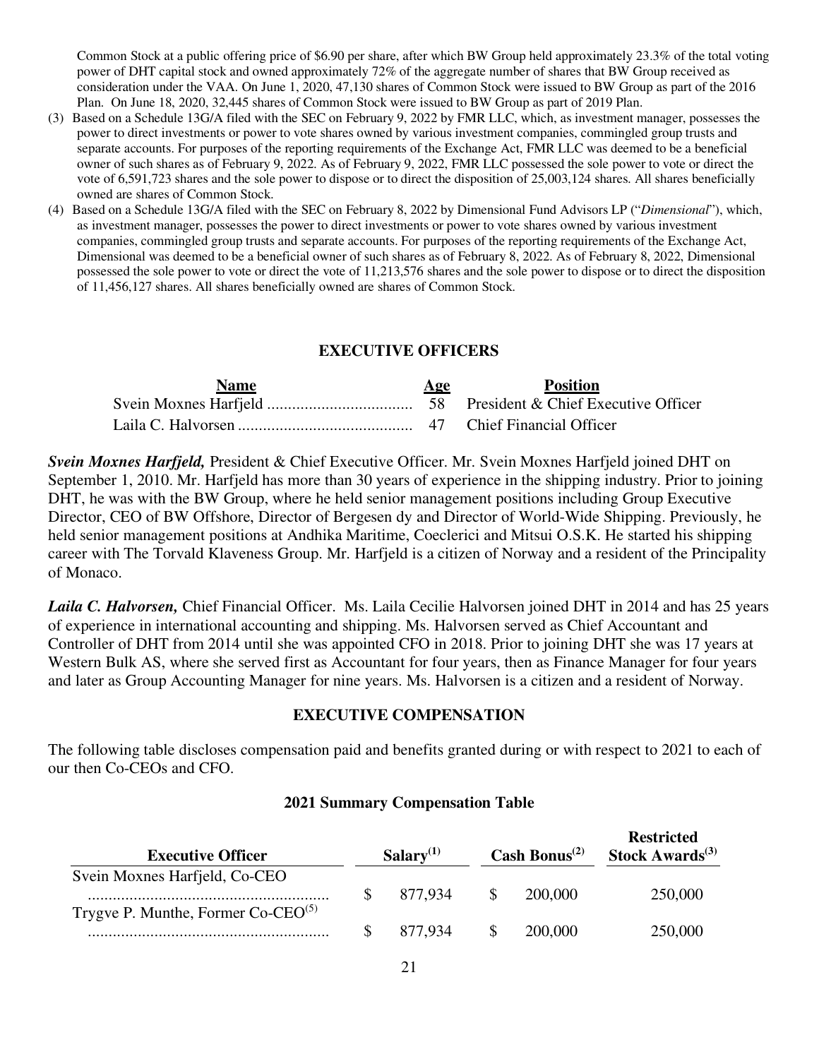Common Stock at a public offering price of $6.90 per share, after which BW Group held approximately 23.3% of the total voting power of DHT capital stock and owned approximately 72% of the aggregate number of shares that BW Group received as consideration under the VAA. On June 1, 2020, 47,130 shares of Common Stock were issued to BW Group as part of the 2016 Plan. On June 18, 2020, 32,445 shares of Common Stock were issued to BW Group as part of 2019 Plan.

(3) Based on a Schedule 13G/A filed with the SEC on February 9, 2022 by FMR LLC, which, as investment manager, possesses the power to direct investments or power to vote shares owned by various investment companies, commingled group trusts and separate accounts. For purposes of the reporting requirements of the Exchange Act, FMR LLC was deemed to be a beneficial owner of such shares as of February 9, 2022. As of February 9, 2022, FMR LLC possessed the sole power to vote or direct the vote of 6,591,723 shares and the sole power to dispose or to direct the disposition of 25,003,124 shares. All shares beneficially owned are shares of Common Stock.

(4) Based on a Schedule 13G/A filed with the SEC on February 8, 2022 by Dimensional Fund Advisors LP ("*Dimensional*"), which, as investment manager, possesses the power to direct investments or power to vote shares owned by various investment companies, commingled group trusts and separate accounts. For purposes of the reporting requirements of the Exchange Act, Dimensional was deemed to be a beneficial owner of such shares as of February 8, 2022. As of February 8, 2022, Dimensional possessed the sole power to vote or direct the vote of 11,213,576 shares and the sole power to dispose or to direct the disposition of 11,456,127 shares. All shares beneficially owned are shares of Common Stock.

## EXECUTIVE OFFICERS

| Name | Age | Position |
|---|---|---|
| Svein Moxnes Harfjeld | 58 | President & Chief Executive Officer |
| Laila C. Halvorsen | 47 | Chief Financial Officer |

***Svein Moxnes Harfjeld,*** President & Chief Executive Officer. Mr. Svein Moxnes Harfjeld joined DHT on September 1, 2010. Mr. Harfjeld has more than 30 years of experience in the shipping industry. Prior to joining DHT, he was with the BW Group, where he held senior management positions including Group Executive Director, CEO of BW Offshore, Director of Bergesen dy and Director of World-Wide Shipping. Previously, he held senior management positions at Andhika Maritime, Coeclerici and Mitsui O.S.K. He started his shipping career with The Torvald Klaveness Group. Mr. Harfjeld is a citizen of Norway and a resident of the Principality of Monaco.

***Laila C. Halvorsen,*** Chief Financial Officer. Ms. Laila Cecilie Halvorsen joined DHT in 2014 and has 25 years of experience in international accounting and shipping. Ms. Halvorsen served as Chief Accountant and Controller of DHT from 2014 until she was appointed CFO in 2018. Prior to joining DHT she was 17 years at Western Bulk AS, where she served first as Accountant for four years, then as Finance Manager for four years and later as Group Accounting Manager for nine years. Ms. Halvorsen is a citizen and a resident of Norway.

## EXECUTIVE COMPENSATION

The following table discloses compensation paid and benefits granted during or with respect to 2021 to each of our then Co-CEOs and CFO.

### 2021 Summary Compensation Table

| Executive Officer | Salary[1] | Cash Bonus[2] | Restricted Stock Awards[3] |
|---|---|---|---|
| Svein Moxnes Harfjeld, Co-CEO | $ 877,934 | $ 200,000 | 250,000 |
| Trygve P. Munthe, Former Co-CEO[5] | $ 877,934 | $ 200,000 | 250,000 |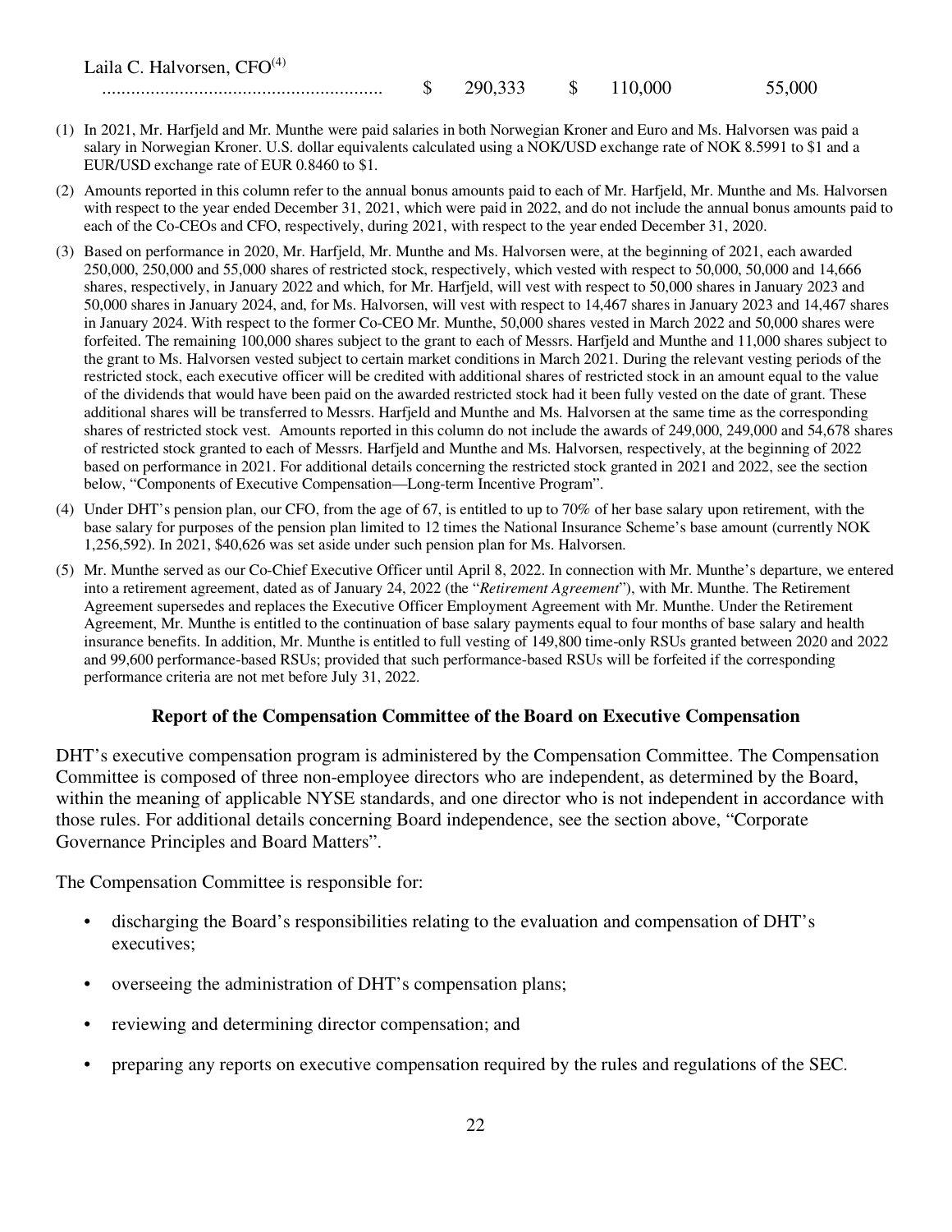| Laila C. Halvorsen, CFO[(4)] ......................................................... | $ | 290,333 | $ | 110,000 | 55,000 |
|---|---|---|---|---|---|

(1) In 2021, Mr. Harfjeld and Mr. Munthe were paid salaries in both Norwegian Kroner and Euro and Ms. Halvorsen was paid a salary in Norwegian Kroner. U.S. dollar equivalents calculated using a NOK/USD exchange rate of NOK 8.5991 to $1 and a EUR/USD exchange rate of EUR 0.8460 to $1.

(2) Amounts reported in this column refer to the annual bonus amounts paid to each of Mr. Harfjeld, Mr. Munthe and Ms. Halvorsen with respect to the year ended December 31, 2021, which were paid in 2022, and do not include the annual bonus amounts paid to each of the Co-CEOs and CFO, respectively, during 2021, with respect to the year ended December 31, 2020.

(3) Based on performance in 2020, Mr. Harfjeld, Mr. Munthe and Ms. Halvorsen were, at the beginning of 2021, each awarded 250,000, 250,000 and 55,000 shares of restricted stock, respectively, which vested with respect to 50,000, 50,000 and 14,666 shares, respectively, in January 2022 and which, for Mr. Harfjeld, will vest with respect to 50,000 shares in January 2023 and 50,000 shares in January 2024, and, for Ms. Halvorsen, will vest with respect to 14,467 shares in January 2023 and 14,467 shares in January 2024. With respect to the former Co-CEO Mr. Munthe, 50,000 shares vested in March 2022 and 50,000 shares were forfeited. The remaining 100,000 shares subject to the grant to each of Messrs. Harfjeld and Munthe and 11,000 shares subject to the grant to Ms. Halvorsen vested subject to certain market conditions in March 2021. During the relevant vesting periods of the restricted stock, each executive officer will be credited with additional shares of restricted stock in an amount equal to the value of the dividends that would have been paid on the awarded restricted stock had it been fully vested on the date of grant. These additional shares will be transferred to Messrs. Harfjeld and Munthe and Ms. Halvorsen at the same time as the corresponding shares of restricted stock vest. Amounts reported in this column do not include the awards of 249,000, 249,000 and 54,678 shares of restricted stock granted to each of Messrs. Harfjeld and Munthe and Ms. Halvorsen, respectively, at the beginning of 2022 based on performance in 2021. For additional details concerning the restricted stock granted in 2021 and 2022, see the section below, "Components of Executive Compensation—Long-term Incentive Program".

(4) Under DHT's pension plan, our CFO, from the age of 67, is entitled to up to 70% of her base salary upon retirement, with the base salary for purposes of the pension plan limited to 12 times the National Insurance Scheme's base amount (currently NOK 1,256,592). In 2021, $40,626 was set aside under such pension plan for Ms. Halvorsen.

(5) Mr. Munthe served as our Co-Chief Executive Officer until April 8, 2022. In connection with Mr. Munthe's departure, we entered into a retirement agreement, dated as of January 24, 2022 (the "*Retirement Agreement*"), with Mr. Munthe. The Retirement Agreement supersedes and replaces the Executive Officer Employment Agreement with Mr. Munthe. Under the Retirement Agreement, Mr. Munthe is entitled to the continuation of base salary payments equal to four months of base salary and health insurance benefits. In addition, Mr. Munthe is entitled to full vesting of 149,800 time-only RSUs granted between 2020 and 2022 and 99,600 performance-based RSUs; provided that such performance-based RSUs will be forfeited if the corresponding performance criteria are not met before July 31, 2022.

## Report of the Compensation Committee of the Board on Executive Compensation

DHT's executive compensation program is administered by the Compensation Committee. The Compensation Committee is composed of three non-employee directors who are independent, as determined by the Board, within the meaning of applicable NYSE standards, and one director who is not independent in accordance with those rules. For additional details concerning Board independence, see the section above, "Corporate Governance Principles and Board Matters".

The Compensation Committee is responsible for:

- discharging the Board's responsibilities relating to the evaluation and compensation of DHT's executives;
- overseeing the administration of DHT's compensation plans;
- reviewing and determining director compensation; and
- preparing any reports on executive compensation required by the rules and regulations of the SEC.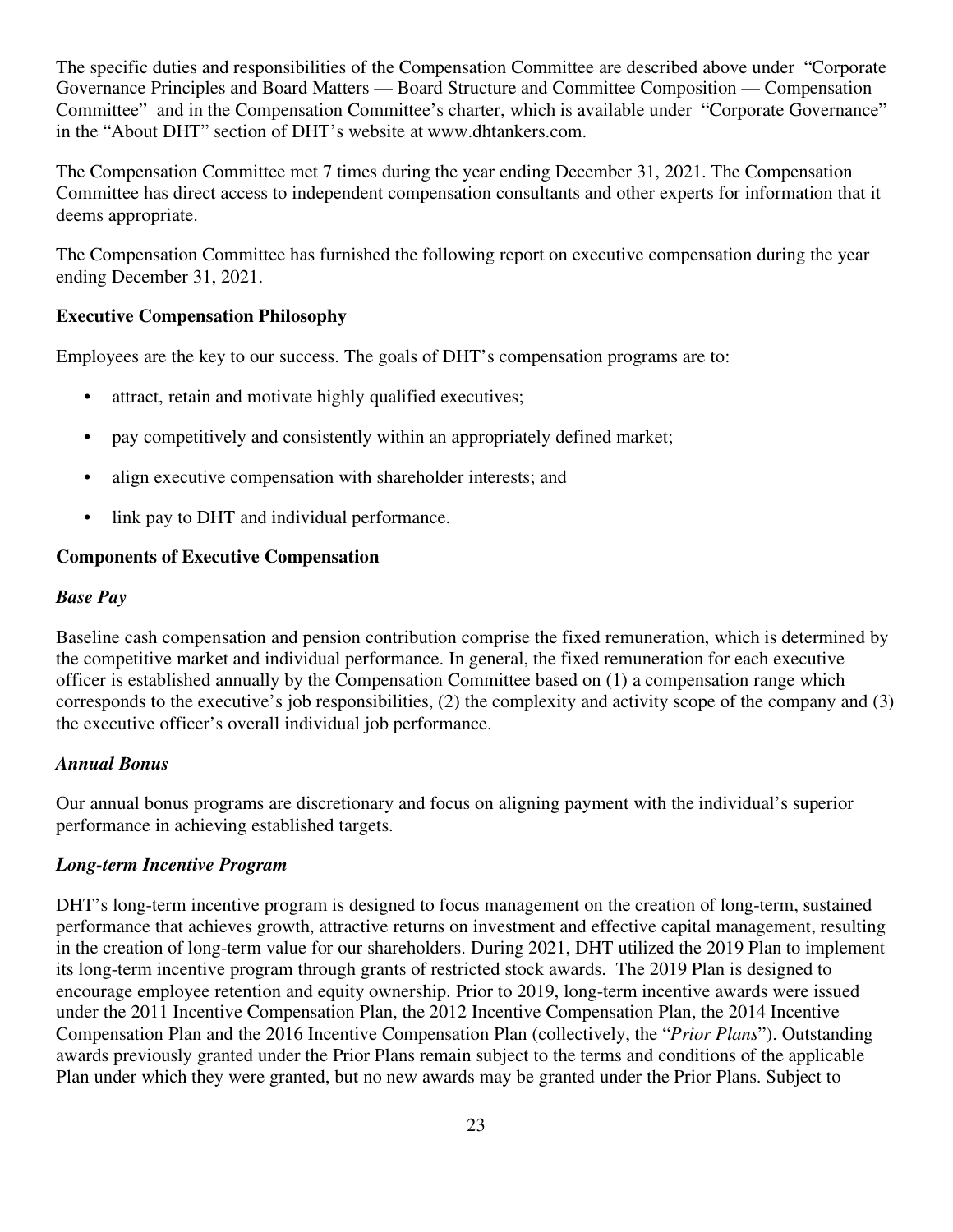The specific duties and responsibilities of the Compensation Committee are described above under "Corporate Governance Principles and Board Matters — Board Structure and Committee Composition — Compensation Committee" and in the Compensation Committee's charter, which is available under "Corporate Governance" in the "About DHT" section of DHT's website at www.dhtankers.com.

The Compensation Committee met 7 times during the year ending December 31, 2021. The Compensation Committee has direct access to independent compensation consultants and other experts for information that it deems appropriate.

The Compensation Committee has furnished the following report on executive compensation during the year ending December 31, 2021.

**Executive Compensation Philosophy**

Employees are the key to our success. The goals of DHT's compensation programs are to:

- attract, retain and motivate highly qualified executives;
- pay competitively and consistently within an appropriately defined market;
- align executive compensation with shareholder interests; and
- link pay to DHT and individual performance.

**Components of Executive Compensation**

***Base Pay***

Baseline cash compensation and pension contribution comprise the fixed remuneration, which is determined by the competitive market and individual performance. In general, the fixed remuneration for each executive officer is established annually by the Compensation Committee based on (1) a compensation range which corresponds to the executive's job responsibilities, (2) the complexity and activity scope of the company and (3) the executive officer's overall individual job performance.

***Annual Bonus***

Our annual bonus programs are discretionary and focus on aligning payment with the individual's superior performance in achieving established targets.

***Long-term Incentive Program***

DHT's long-term incentive program is designed to focus management on the creation of long-term, sustained performance that achieves growth, attractive returns on investment and effective capital management, resulting in the creation of long-term value for our shareholders. During 2021, DHT utilized the 2019 Plan to implement its long-term incentive program through grants of restricted stock awards. The 2019 Plan is designed to encourage employee retention and equity ownership. Prior to 2019, long-term incentive awards were issued under the 2011 Incentive Compensation Plan, the 2012 Incentive Compensation Plan, the 2014 Incentive Compensation Plan and the 2016 Incentive Compensation Plan (collectively, the "*Prior Plans*"). Outstanding awards previously granted under the Prior Plans remain subject to the terms and conditions of the applicable Plan under which they were granted, but no new awards may be granted under the Prior Plans. Subject to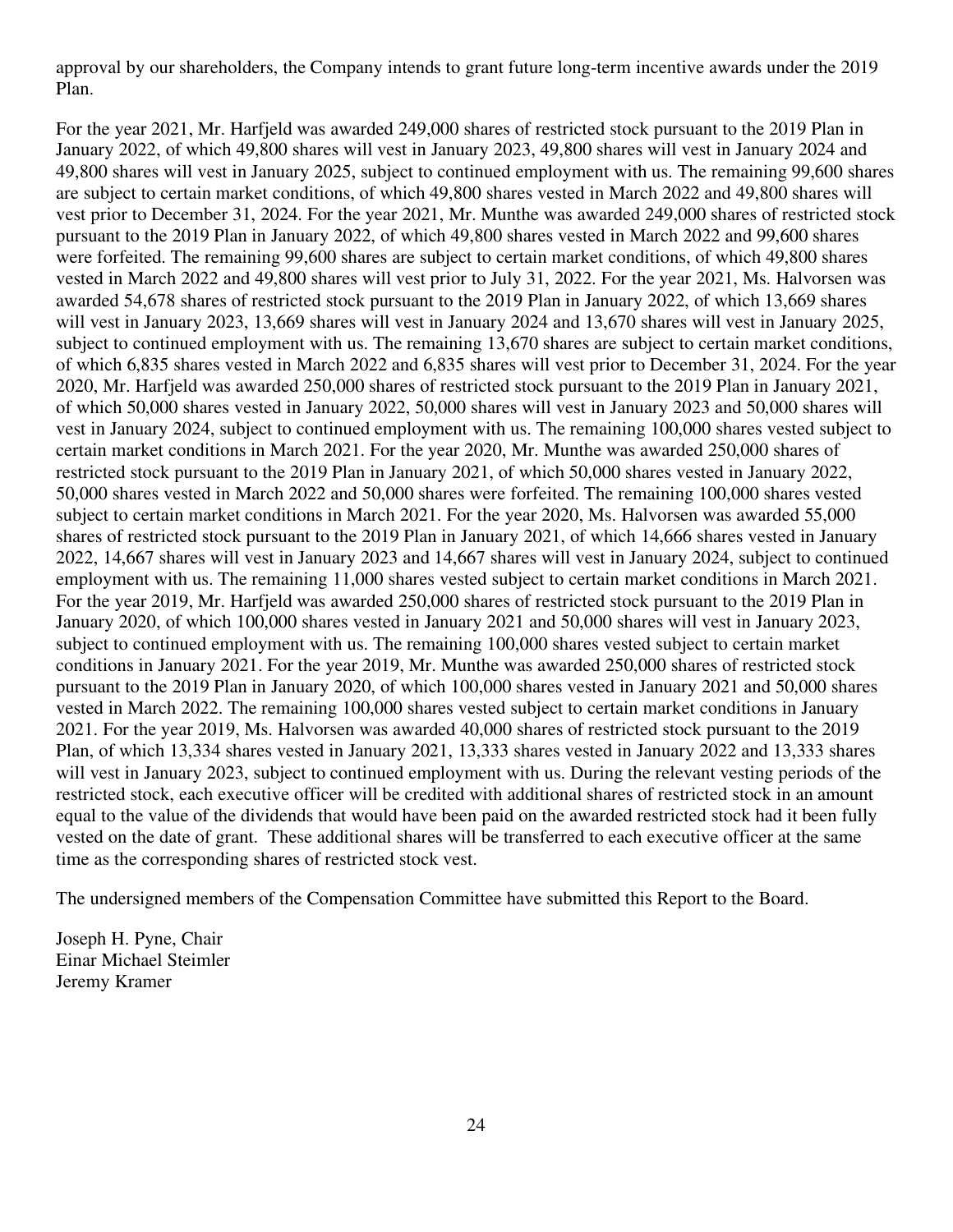approval by our shareholders, the Company intends to grant future long-term incentive awards under the 2019 Plan.

For the year 2021, Mr. Harfjeld was awarded 249,000 shares of restricted stock pursuant to the 2019 Plan in January 2022, of which 49,800 shares will vest in January 2023, 49,800 shares will vest in January 2024 and 49,800 shares will vest in January 2025, subject to continued employment with us. The remaining 99,600 shares are subject to certain market conditions, of which 49,800 shares vested in March 2022 and 49,800 shares will vest prior to December 31, 2024. For the year 2021, Mr. Munthe was awarded 249,000 shares of restricted stock pursuant to the 2019 Plan in January 2022, of which 49,800 shares vested in March 2022 and 99,600 shares were forfeited. The remaining 99,600 shares are subject to certain market conditions, of which 49,800 shares vested in March 2022 and 49,800 shares will vest prior to July 31, 2022. For the year 2021, Ms. Halvorsen was awarded 54,678 shares of restricted stock pursuant to the 2019 Plan in January 2022, of which 13,669 shares will vest in January 2023, 13,669 shares will vest in January 2024 and 13,670 shares will vest in January 2025, subject to continued employment with us. The remaining 13,670 shares are subject to certain market conditions, of which 6,835 shares vested in March 2022 and 6,835 shares will vest prior to December 31, 2024. For the year 2020, Mr. Harfjeld was awarded 250,000 shares of restricted stock pursuant to the 2019 Plan in January 2021, of which 50,000 shares vested in January 2022, 50,000 shares will vest in January 2023 and 50,000 shares will vest in January 2024, subject to continued employment with us. The remaining 100,000 shares vested subject to certain market conditions in March 2021. For the year 2020, Mr. Munthe was awarded 250,000 shares of restricted stock pursuant to the 2019 Plan in January 2021, of which 50,000 shares vested in January 2022, 50,000 shares vested in March 2022 and 50,000 shares were forfeited. The remaining 100,000 shares vested subject to certain market conditions in March 2021. For the year 2020, Ms. Halvorsen was awarded 55,000 shares of restricted stock pursuant to the 2019 Plan in January 2021, of which 14,666 shares vested in January 2022, 14,667 shares will vest in January 2023 and 14,667 shares will vest in January 2024, subject to continued employment with us. The remaining 11,000 shares vested subject to certain market conditions in March 2021. For the year 2019, Mr. Harfjeld was awarded 250,000 shares of restricted stock pursuant to the 2019 Plan in January 2020, of which 100,000 shares vested in January 2021 and 50,000 shares will vest in January 2023, subject to continued employment with us. The remaining 100,000 shares vested subject to certain market conditions in January 2021. For the year 2019, Mr. Munthe was awarded 250,000 shares of restricted stock pursuant to the 2019 Plan in January 2020, of which 100,000 shares vested in January 2021 and 50,000 shares vested in March 2022. The remaining 100,000 shares vested subject to certain market conditions in January 2021. For the year 2019, Ms. Halvorsen was awarded 40,000 shares of restricted stock pursuant to the 2019 Plan, of which 13,334 shares vested in January 2021, 13,333 shares vested in January 2022 and 13,333 shares will vest in January 2023, subject to continued employment with us. During the relevant vesting periods of the restricted stock, each executive officer will be credited with additional shares of restricted stock in an amount equal to the value of the dividends that would have been paid on the awarded restricted stock had it been fully vested on the date of grant. These additional shares will be transferred to each executive officer at the same time as the corresponding shares of restricted stock vest.

The undersigned members of the Compensation Committee have submitted this Report to the Board.

Joseph H. Pyne, Chair
Einar Michael Steimler
Jeremy Kramer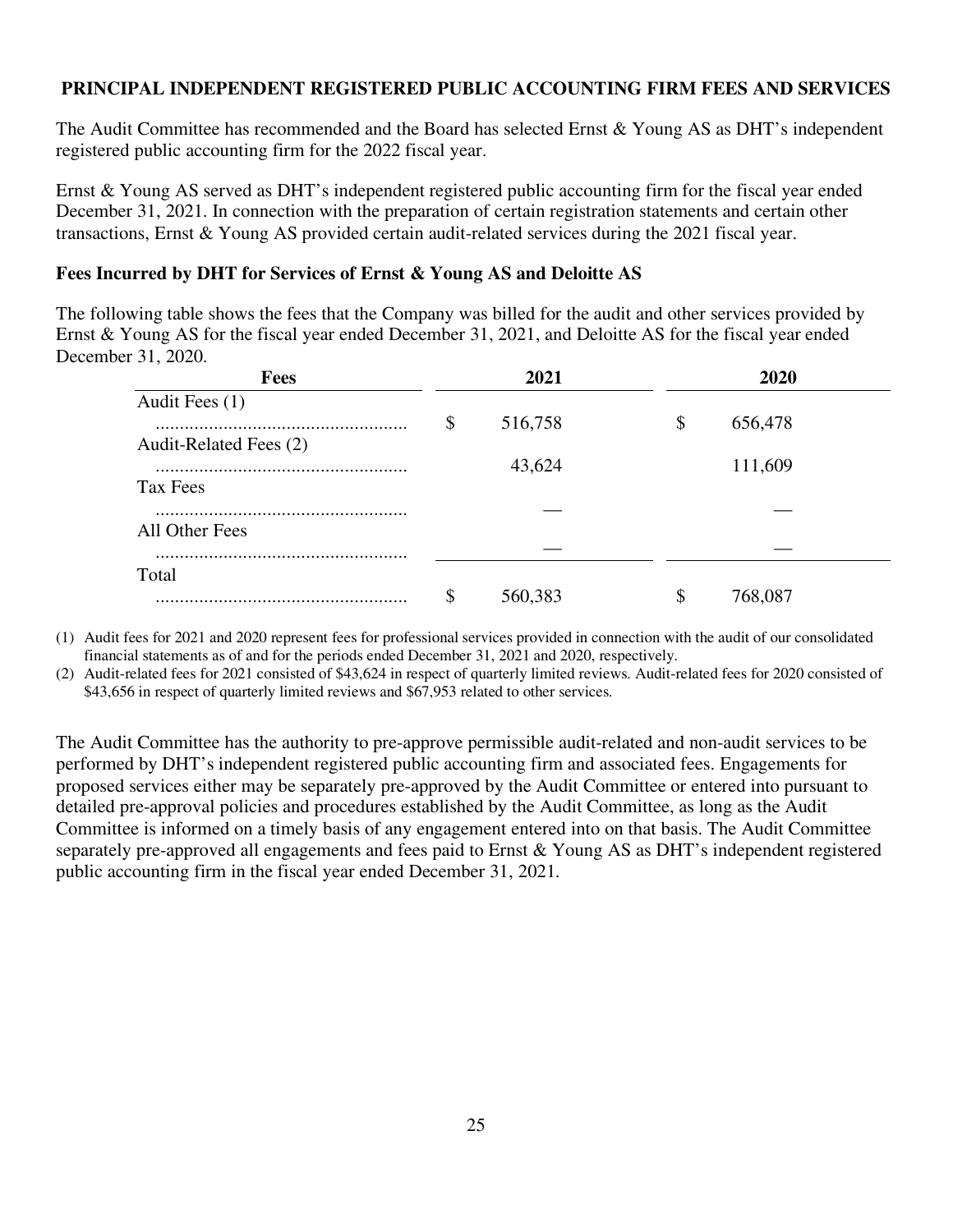## PRINCIPAL INDEPENDENT REGISTERED PUBLIC ACCOUNTING FIRM FEES AND SERVICES

The Audit Committee has recommended and the Board has selected Ernst & Young AS as DHT's independent registered public accounting firm for the 2022 fiscal year.

Ernst & Young AS served as DHT's independent registered public accounting firm for the fiscal year ended December 31, 2021. In connection with the preparation of certain registration statements and certain other transactions, Ernst & Young AS provided certain audit-related services during the 2021 fiscal year.

### Fees Incurred by DHT for Services of Ernst & Young AS and Deloitte AS

The following table shows the fees that the Company was billed for the audit and other services provided by Ernst & Young AS for the fiscal year ended December 31, 2021, and Deloitte AS for the fiscal year ended December 31, 2020.

| Fees | 2021 | 2020 |
|---|---|---|
| Audit Fees (1) | $ 516,758 | $ 656,478 |
| Audit-Related Fees (2) | 43,624 | 111,609 |
| Tax Fees | — | — |
| All Other Fees | — | — |
| Total | $ 560,383 | $ 768,087 |

(1) Audit fees for 2021 and 2020 represent fees for professional services provided in connection with the audit of our consolidated financial statements as of and for the periods ended December 31, 2021 and 2020, respectively.

(2) Audit-related fees for 2021 consisted of $43,624 in respect of quarterly limited reviews. Audit-related fees for 2020 consisted of $43,656 in respect of quarterly limited reviews and $67,953 related to other services.

The Audit Committee has the authority to pre-approve permissible audit-related and non-audit services to be performed by DHT's independent registered public accounting firm and associated fees. Engagements for proposed services either may be separately pre-approved by the Audit Committee or entered into pursuant to detailed pre-approval policies and procedures established by the Audit Committee, as long as the Audit Committee is informed on a timely basis of any engagement entered into on that basis. The Audit Committee separately pre-approved all engagements and fees paid to Ernst & Young AS as DHT's independent registered public accounting firm in the fiscal year ended December 31, 2021.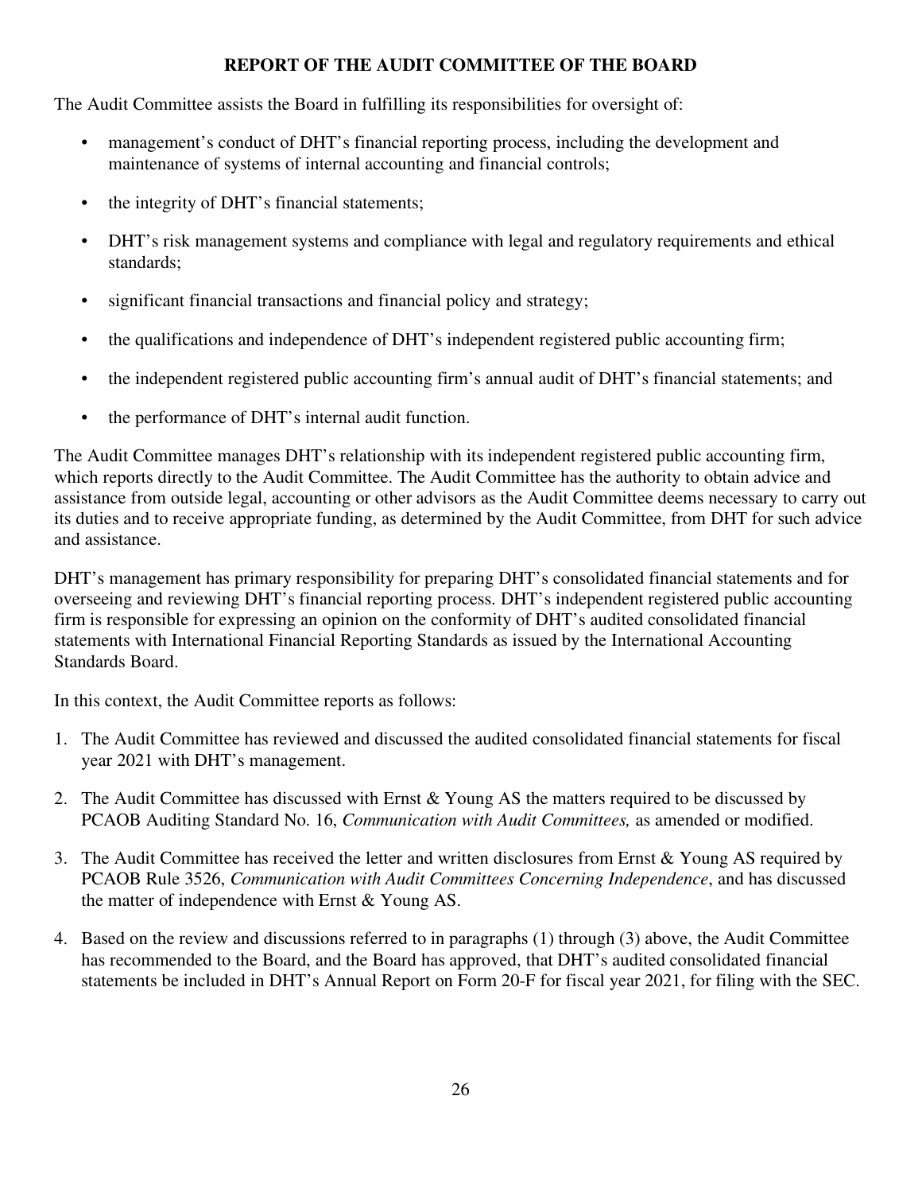## REPORT OF THE AUDIT COMMITTEE OF THE BOARD

The Audit Committee assists the Board in fulfilling its responsibilities for oversight of:

- management's conduct of DHT's financial reporting process, including the development and maintenance of systems of internal accounting and financial controls;
- the integrity of DHT's financial statements;
- DHT's risk management systems and compliance with legal and regulatory requirements and ethical standards;
- significant financial transactions and financial policy and strategy;
- the qualifications and independence of DHT's independent registered public accounting firm;
- the independent registered public accounting firm's annual audit of DHT's financial statements; and
- the performance of DHT's internal audit function.

The Audit Committee manages DHT's relationship with its independent registered public accounting firm, which reports directly to the Audit Committee. The Audit Committee has the authority to obtain advice and assistance from outside legal, accounting or other advisors as the Audit Committee deems necessary to carry out its duties and to receive appropriate funding, as determined by the Audit Committee, from DHT for such advice and assistance.

DHT's management has primary responsibility for preparing DHT's consolidated financial statements and for overseeing and reviewing DHT's financial reporting process. DHT's independent registered public accounting firm is responsible for expressing an opinion on the conformity of DHT's audited consolidated financial statements with International Financial Reporting Standards as issued by the International Accounting Standards Board.

In this context, the Audit Committee reports as follows:

1. The Audit Committee has reviewed and discussed the audited consolidated financial statements for fiscal year 2021 with DHT's management.
2. The Audit Committee has discussed with Ernst & Young AS the matters required to be discussed by PCAOB Auditing Standard No. 16, *Communication with Audit Committees,* as amended or modified.
3. The Audit Committee has received the letter and written disclosures from Ernst & Young AS required by PCAOB Rule 3526, *Communication with Audit Committees Concerning Independence*, and has discussed the matter of independence with Ernst & Young AS.
4. Based on the review and discussions referred to in paragraphs (1) through (3) above, the Audit Committee has recommended to the Board, and the Board has approved, that DHT's audited consolidated financial statements be included in DHT's Annual Report on Form 20-F for fiscal year 2021, for filing with the SEC.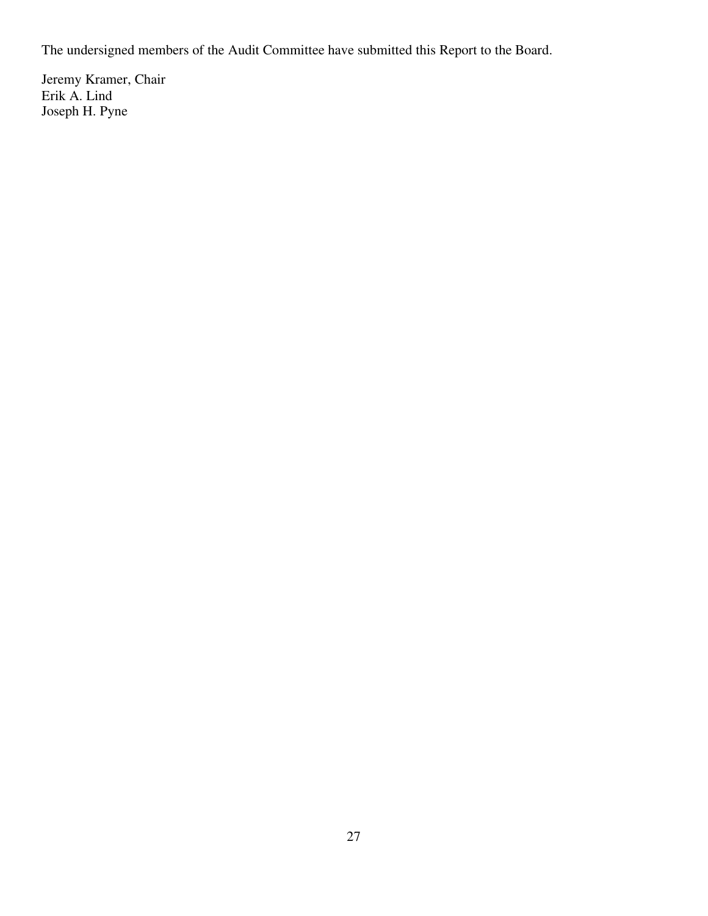The undersigned members of the Audit Committee have submitted this Report to the Board.

Jeremy Kramer, Chair
Erik A. Lind
Joseph H. Pyne